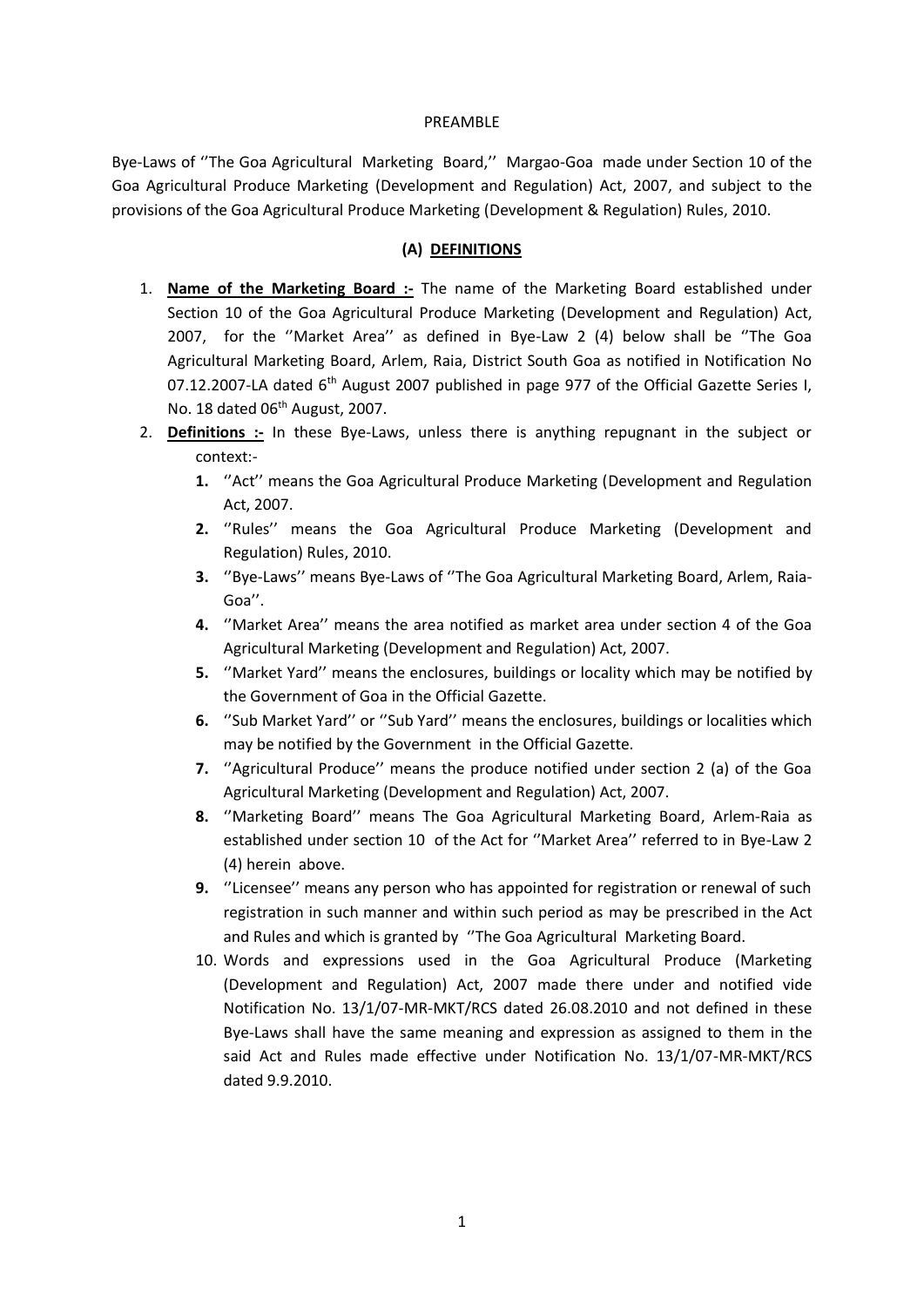PREAMBLE

Bye-Laws of ''The Goa Agricultural Marketing Board,'' Margao-Goa made under Section 10 of the Goa Agricultural Produce Marketing (Development and Regulation) Act, 2007, and subject to the provisions of the Goa Agricultural Produce Marketing (Development & Regulation) Rules, 2010.

## (A) DEFINITIONS

1. **Name of the Marketing Board :-** The name of the Marketing Board established under Section 10 of the Goa Agricultural Produce Marketing (Development and Regulation) Act, 2007, for the ''Market Area'' as defined in Bye-Law 2 (4) below shall be ''The Goa Agricultural Marketing Board, Arlem, Raia, District South Goa as notified in Notification No 07.12.2007-LA dated 6th August 2007 published in page 977 of the Official Gazette Series I, No. 18 dated 06th August, 2007.
2. **Definitions :-** In these Bye-Laws, unless there is anything repugnant in the subject or context:-
   1. ''Act'' means the Goa Agricultural Produce Marketing (Development and Regulation Act, 2007.
   2. ''Rules'' means the Goa Agricultural Produce Marketing (Development and Regulation) Rules, 2010.
   3. ''Bye-Laws'' means Bye-Laws of ''The Goa Agricultural Marketing Board, Arlem, Raia-Goa''.
   4. ''Market Area'' means the area notified as market area under section 4 of the Goa Agricultural Marketing (Development and Regulation) Act, 2007.
   5. ''Market Yard'' means the enclosures, buildings or locality which may be notified by the Government of Goa in the Official Gazette.
   6. ''Sub Market Yard'' or ''Sub Yard'' means the enclosures, buildings or localities which may be notified by the Government in the Official Gazette.
   7. ''Agricultural Produce'' means the produce notified under section 2 (a) of the Goa Agricultural Marketing (Development and Regulation) Act, 2007.
   8. ''Marketing Board'' means The Goa Agricultural Marketing Board, Arlem-Raia as established under section 10 of the Act for ''Market Area'' referred to in Bye-Law 2 (4) herein above.
   9. ''Licensee'' means any person who has appointed for registration or renewal of such registration in such manner and within such period as may be prescribed in the Act and Rules and which is granted by ''The Goa Agricultural Marketing Board.
   10. Words and expressions used in the Goa Agricultural Produce (Marketing (Development and Regulation) Act, 2007 made there under and notified vide Notification No. 13/1/07-MR-MKT/RCS dated 26.08.2010 and not defined in these Bye-Laws shall have the same meaning and expression as assigned to them in the said Act and Rules made effective under Notification No. 13/1/07-MR-MKT/RCS dated 9.9.2010.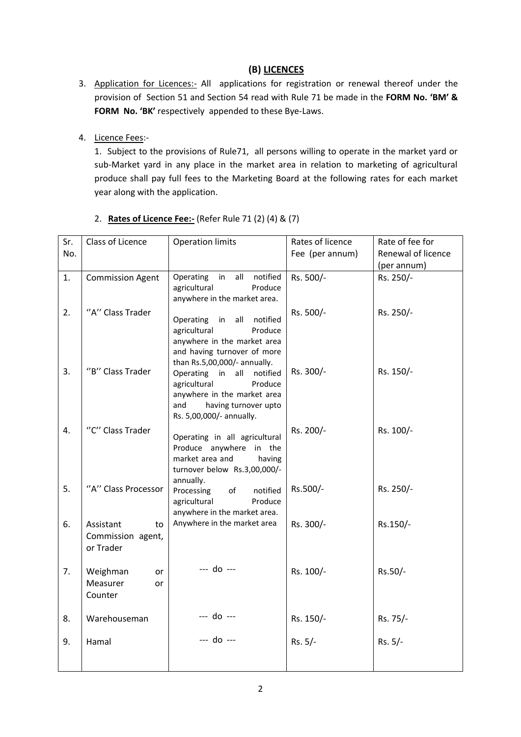## (B) LICENCES

3. Application for Licences:- All applications for registration or renewal thereof under the provision of Section 51 and Section 54 read with Rule 71 be made in the **FORM No. 'BM' & FORM No. 'BK'** respectively appended to these Bye-Laws.

4. Licence Fees:-

   1. Subject to the provisions of Rule71, all persons willing to operate in the market yard or sub-Market yard in any place in the market area in relation to marketing of agricultural produce shall pay full fees to the Marketing Board at the following rates for each market year along with the application.

   2. **Rates of Licence Fee:-** (Refer Rule 71 (2) (4) & (7)

| Sr. No. | Class of Licence | Operation limits | Rates of licence Fee (per annum) | Rate of fee for Renewal of licence (per annum) |
|---|---|---|---|---|
| 1. | Commission Agent | Operating in all notified agricultural Produce anywhere in the market area. | Rs. 500/- | Rs. 250/- |
| 2. | ''A'' Class Trader | Operating in all notified agricultural Produce anywhere in the market area and having turnover of more than Rs.5,00,000/- annually. | Rs. 500/- | Rs. 250/- |
| 3. | ''B'' Class Trader | Operating in all notified agricultural Produce anywhere in the market area and having turnover upto Rs. 5,00,000/- annually. | Rs. 300/- | Rs. 150/- |
| 4. | ''C'' Class Trader | Operating in all agricultural Produce anywhere in the market area and having turnover below Rs.3,00,000/- annually. | Rs. 200/- | Rs. 100/- |
| 5. | ''A'' Class Processor | Processing of notified agricultural Produce anywhere in the market area. | Rs.500/- | Rs. 250/- |
| 6. | Assistant to Commission agent, or Trader | Anywhere in the market area | Rs. 300/- | Rs.150/- |
| 7. | Weighman or Measurer or Counter | --- do --- | Rs. 100/- | Rs.50/- |
| 8. | Warehouseman | --- do --- | Rs. 150/- | Rs. 75/- |
| 9. | Hamal | --- do --- | Rs. 5/- | Rs. 5/- |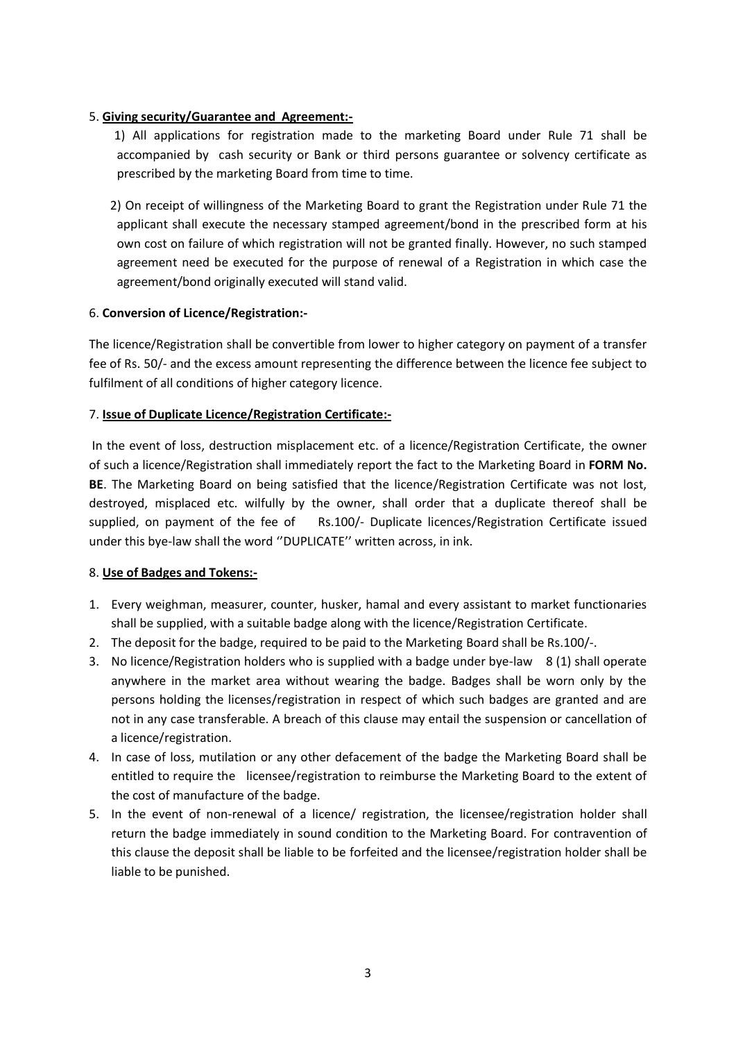5. **Giving security/Guarantee and Agreement:-**

1) All applications for registration made to the marketing Board under Rule 71 shall be accompanied by cash security or Bank or third persons guarantee or solvency certificate as prescribed by the marketing Board from time to time.

2) On receipt of willingness of the Marketing Board to grant the Registration under Rule 71 the applicant shall execute the necessary stamped agreement/bond in the prescribed form at his own cost on failure of which registration will not be granted finally. However, no such stamped agreement need be executed for the purpose of renewal of a Registration in which case the agreement/bond originally executed will stand valid.

6. **Conversion of Licence/Registration:-**

The licence/Registration shall be convertible from lower to higher category on payment of a transfer fee of Rs. 50/- and the excess amount representing the difference between the licence fee subject to fulfilment of all conditions of higher category licence.

7. **Issue of Duplicate Licence/Registration Certificate:-**

In the event of loss, destruction misplacement etc. of a licence/Registration Certificate, the owner of such a licence/Registration shall immediately report the fact to the Marketing Board in **FORM No. BE**. The Marketing Board on being satisfied that the licence/Registration Certificate was not lost, destroyed, misplaced etc. wilfully by the owner, shall order that a duplicate thereof shall be supplied, on payment of the fee of Rs.100/- Duplicate licences/Registration Certificate issued under this bye-law shall the word ''DUPLICATE'' written across, in ink.

8. **Use of Badges and Tokens:-**

1. Every weighman, measurer, counter, husker, hamal and every assistant to market functionaries shall be supplied, with a suitable badge along with the licence/Registration Certificate.
2. The deposit for the badge, required to be paid to the Marketing Board shall be Rs.100/-.
3. No licence/Registration holders who is supplied with a badge under bye-law 8 (1) shall operate anywhere in the market area without wearing the badge. Badges shall be worn only by the persons holding the licenses/registration in respect of which such badges are granted and are not in any case transferable. A breach of this clause may entail the suspension or cancellation of a licence/registration.
4. In case of loss, mutilation or any other defacement of the badge the Marketing Board shall be entitled to require the licensee/registration to reimburse the Marketing Board to the extent of the cost of manufacture of the badge.
5. In the event of non-renewal of a licence/ registration, the licensee/registration holder shall return the badge immediately in sound condition to the Marketing Board. For contravention of this clause the deposit shall be liable to be forfeited and the licensee/registration holder shall be liable to be punished.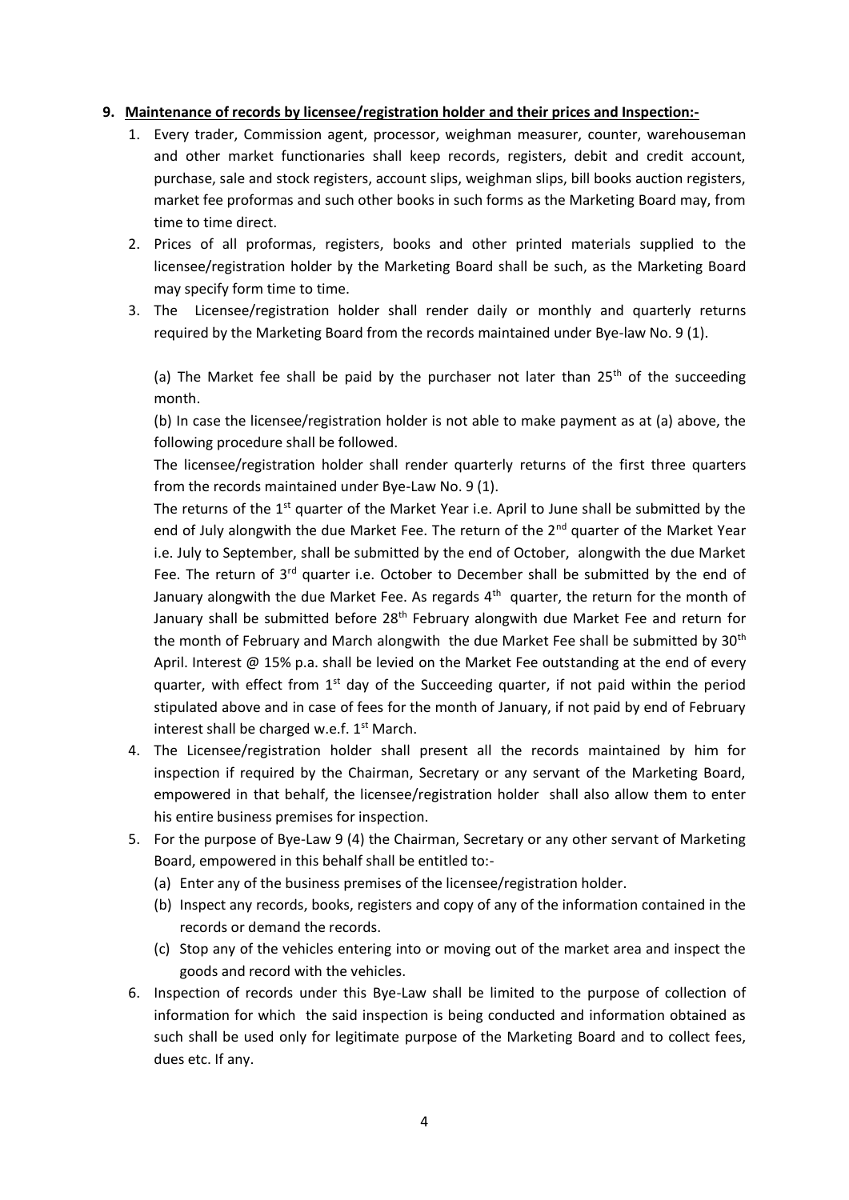**9. Maintenance of records by licensee/registration holder and their prices and Inspection:-**

1. Every trader, Commission agent, processor, weighman measurer, counter, warehouseman and other market functionaries shall keep records, registers, debit and credit account, purchase, sale and stock registers, account slips, weighman slips, bill books auction registers, market fee proformas and such other books in such forms as the Marketing Board may, from time to time direct.
2. Prices of all proformas, registers, books and other printed materials supplied to the licensee/registration holder by the Marketing Board shall be such, as the Marketing Board may specify form time to time.
3. The Licensee/registration holder shall render daily or monthly and quarterly returns required by the Marketing Board from the records maintained under Bye-law No. 9 (1).

   (a) The Market fee shall be paid by the purchaser not later than 25th of the succeeding month.

   (b) In case the licensee/registration holder is not able to make payment as at (a) above, the following procedure shall be followed.

   The licensee/registration holder shall render quarterly returns of the first three quarters from the records maintained under Bye-Law No. 9 (1).

   The returns of the 1st quarter of the Market Year i.e. April to June shall be submitted by the end of July alongwith the due Market Fee. The return of the 2nd quarter of the Market Year i.e. July to September, shall be submitted by the end of October, alongwith the due Market Fee. The return of 3rd quarter i.e. October to December shall be submitted by the end of January alongwith the due Market Fee. As regards 4th quarter, the return for the month of January shall be submitted before 28th February alongwith due Market Fee and return for the month of February and March alongwith the due Market Fee shall be submitted by 30th April. Interest @ 15% p.a. shall be levied on the Market Fee outstanding at the end of every quarter, with effect from 1st day of the Succeeding quarter, if not paid within the period stipulated above and in case of fees for the month of January, if not paid by end of February interest shall be charged w.e.f. 1st March.
4. The Licensee/registration holder shall present all the records maintained by him for inspection if required by the Chairman, Secretary or any servant of the Marketing Board, empowered in that behalf, the licensee/registration holder shall also allow them to enter his entire business premises for inspection.
5. For the purpose of Bye-Law 9 (4) the Chairman, Secretary or any other servant of Marketing Board, empowered in this behalf shall be entitled to:-
   (a) Enter any of the business premises of the licensee/registration holder.
   (b) Inspect any records, books, registers and copy of any of the information contained in the records or demand the records.
   (c) Stop any of the vehicles entering into or moving out of the market area and inspect the goods and record with the vehicles.
6. Inspection of records under this Bye-Law shall be limited to the purpose of collection of information for which the said inspection is being conducted and information obtained as such shall be used only for legitimate purpose of the Marketing Board and to collect fees, dues etc. If any.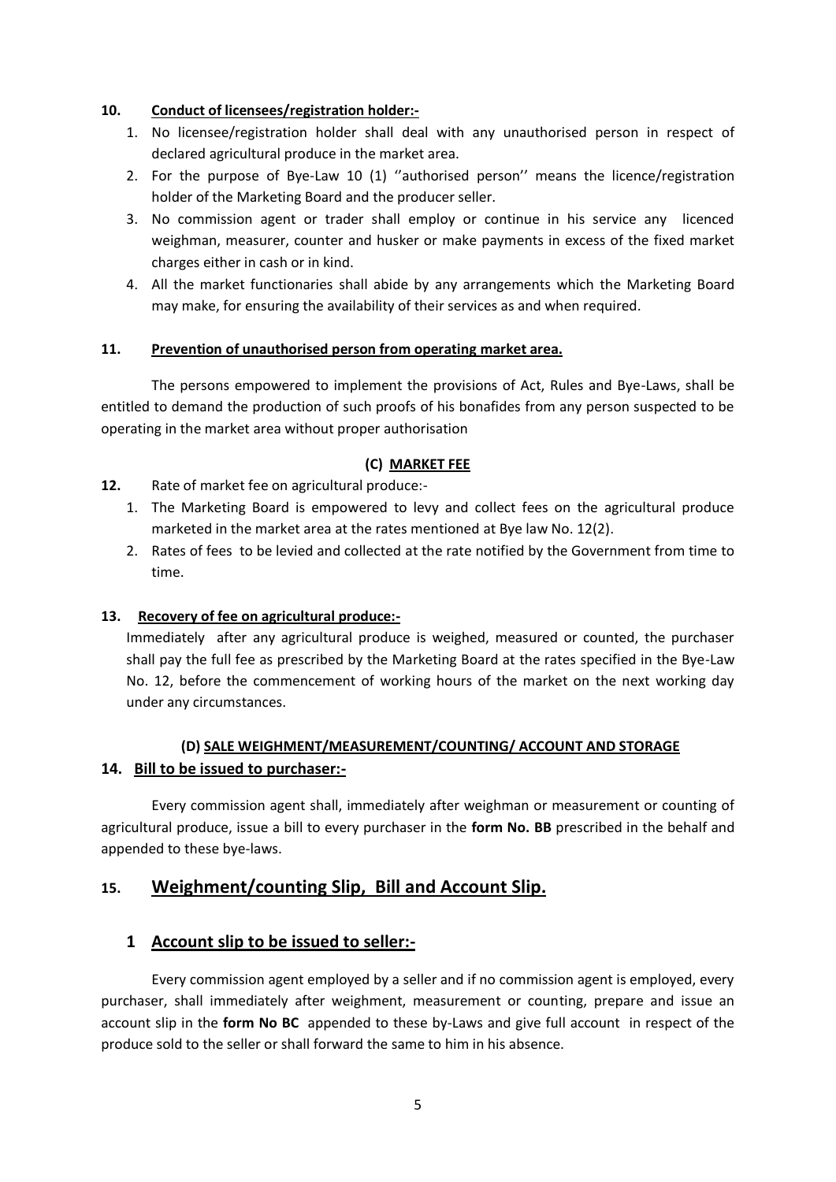**10. Conduct of licensees/registration holder:-**

1. No licensee/registration holder shall deal with any unauthorised person in respect of declared agricultural produce in the market area.
2. For the purpose of Bye-Law 10 (1) ''authorised person'' means the licence/registration holder of the Marketing Board and the producer seller.
3. No commission agent or trader shall employ or continue in his service any licenced weighman, measurer, counter and husker or make payments in excess of the fixed market charges either in cash or in kind.
4. All the market functionaries shall abide by any arrangements which the Marketing Board may make, for ensuring the availability of their services as and when required.

**11. Prevention of unauthorised person from operating market area.**

The persons empowered to implement the provisions of Act, Rules and Bye-Laws, shall be entitled to demand the production of such proofs of his bonafides from any person suspected to be operating in the market area without proper authorisation

**(C) MARKET FEE**

**12.** Rate of market fee on agricultural produce:-

1. The Marketing Board is empowered to levy and collect fees on the agricultural produce marketed in the market area at the rates mentioned at Bye law No. 12(2).
2. Rates of fees to be levied and collected at the rate notified by the Government from time to time.

**13. Recovery of fee on agricultural produce:-**

Immediately after any agricultural produce is weighed, measured or counted, the purchaser shall pay the full fee as prescribed by the Marketing Board at the rates specified in the Bye-Law No. 12, before the commencement of working hours of the market on the next working day under any circumstances.

**(D) SALE WEIGHMENT/MEASUREMENT/COUNTING/ ACCOUNT AND STORAGE**

**14. Bill to be issued to purchaser:-**

Every commission agent shall, immediately after weighman or measurement or counting of agricultural produce, issue a bill to every purchaser in the **form No. BB** prescribed in the behalf and appended to these bye-laws.

## 15. Weighment/counting Slip, Bill and Account Slip.

### 1 Account slip to be issued to seller:-

Every commission agent employed by a seller and if no commission agent is employed, every purchaser, shall immediately after weighment, measurement or counting, prepare and issue an account slip in the **form No BC** appended to these by-Laws and give full account in respect of the produce sold to the seller or shall forward the same to him in his absence.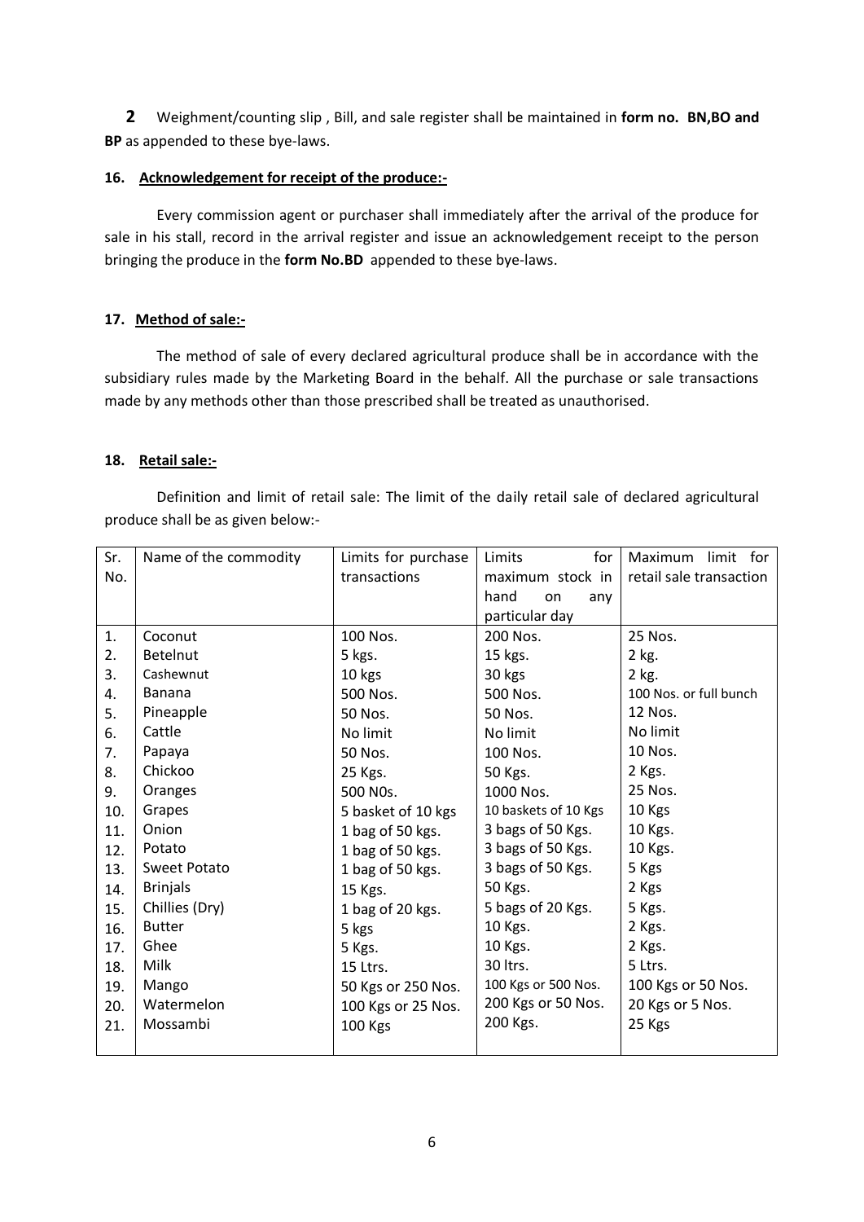**2** Weighment/counting slip , Bill, and sale register shall be maintained in **form no. BN,BO and BP** as appended to these bye-laws.

### 16. Acknowledgement for receipt of the produce:-

Every commission agent or purchaser shall immediately after the arrival of the produce for sale in his stall, record in the arrival register and issue an acknowledgement receipt to the person bringing the produce in the **form No.BD** appended to these bye-laws.

### 17. Method of sale:-

The method of sale of every declared agricultural produce shall be in accordance with the subsidiary rules made by the Marketing Board in the behalf. All the purchase or sale transactions made by any methods other than those prescribed shall be treated as unauthorised.

### 18. Retail sale:-

Definition and limit of retail sale: The limit of the daily retail sale of declared agricultural produce shall be as given below:-

| Sr. No. | Name of the commodity | Limits for purchase transactions | Limits for maximum stock in hand on any particular day | Maximum limit for retail sale transaction |
|---|---|---|---|---|
| 1. | Coconut | 100 Nos. | 200 Nos. | 25 Nos. |
| 2. | Betelnut | 5 kgs. | 15 kgs. | 2 kg. |
| 3. | Cashewnut | 10 kgs | 30 kgs | 2 kg. |
| 4. | Banana | 500 Nos. | 500 Nos. | 100 Nos. or full bunch |
| 5. | Pineapple | 50 Nos. | 50 Nos. | 12 Nos. |
| 6. | Cattle | No limit | No limit | No limit |
| 7. | Papaya | 50 Nos. | 100 Nos. | 10 Nos. |
| 8. | Chickoo | 25 Kgs. | 50 Kgs. | 2 Kgs. |
| 9. | Oranges | 500 N0s. | 1000 Nos. | 25 Nos. |
| 10. | Grapes | 5 basket of 10 kgs | 10 baskets of 10 Kgs | 10 Kgs |
| 11. | Onion | 1 bag of 50 kgs. | 3 bags of 50 Kgs. | 10 Kgs. |
| 12. | Potato | 1 bag of 50 kgs. | 3 bags of 50 Kgs. | 10 Kgs. |
| 13. | Sweet Potato | 1 bag of 50 kgs. | 3 bags of 50 Kgs. | 5 Kgs |
| 14. | Brinjals | 15 Kgs. | 50 Kgs. | 2 Kgs |
| 15. | Chillies (Dry) | 1 bag of 20 kgs. | 5 bags of 20 Kgs. | 5 Kgs. |
| 16. | Butter | 5 kgs | 10 Kgs. | 2 Kgs. |
| 17. | Ghee | 5 Kgs. | 10 Kgs. | 2 Kgs. |
| 18. | Milk | 15 Ltrs. | 30 ltrs. | 5 Ltrs. |
| 19. | Mango | 50 Kgs or 250 Nos. | 100 Kgs or 500 Nos. | 100 Kgs or 50 Nos. |
| 20. | Watermelon | 100 Kgs or 25 Nos. | 200 Kgs or 50 Nos. | 20 Kgs or 5 Nos. |
| 21. | Mossambi | 100 Kgs | 200 Kgs. | 25 Kgs |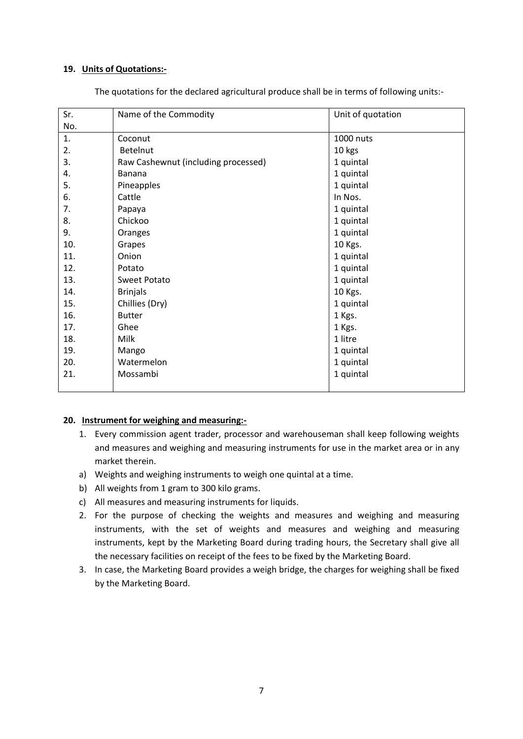**19. Units of Quotations:-**

The quotations for the declared agricultural produce shall be in terms of following units:-

| Sr. No. | Name of the Commodity | Unit of quotation |
|---|---|---|
| 1. | Coconut | 1000 nuts |
| 2. | Betelnut | 10 kgs |
| 3. | Raw Cashewnut (including processed) | 1 quintal |
| 4. | Banana | 1 quintal |
| 5. | Pineapples | 1 quintal |
| 6. | Cattle | In Nos. |
| 7. | Papaya | 1 quintal |
| 8. | Chickoo | 1 quintal |
| 9. | Oranges | 1 quintal |
| 10. | Grapes | 10 Kgs. |
| 11. | Onion | 1 quintal |
| 12. | Potato | 1 quintal |
| 13. | Sweet Potato | 1 quintal |
| 14. | Brinjals | 10 Kgs. |
| 15. | Chillies (Dry) | 1 quintal |
| 16. | Butter | 1 Kgs. |
| 17. | Ghee | 1 Kgs. |
| 18. | Milk | 1 litre |
| 19. | Mango | 1 quintal |
| 20. | Watermelon | 1 quintal |
| 21. | Mossambi | 1 quintal |

**20. Instrument for weighing and measuring:-**

1. Every commission agent trader, processor and warehouseman shall keep following weights and measures and weighing and measuring instruments for use in the market area or in any market therein.

a) Weights and weighing instruments to weigh one quintal at a time.

b) All weights from 1 gram to 300 kilo grams.

c) All measures and measuring instruments for liquids.

2. For the purpose of checking the weights and measures and weighing and measuring instruments, with the set of weights and measures and weighing and measuring instruments, kept by the Marketing Board during trading hours, the Secretary shall give all the necessary facilities on receipt of the fees to be fixed by the Marketing Board.

3. In case, the Marketing Board provides a weigh bridge, the charges for weighing shall be fixed by the Marketing Board.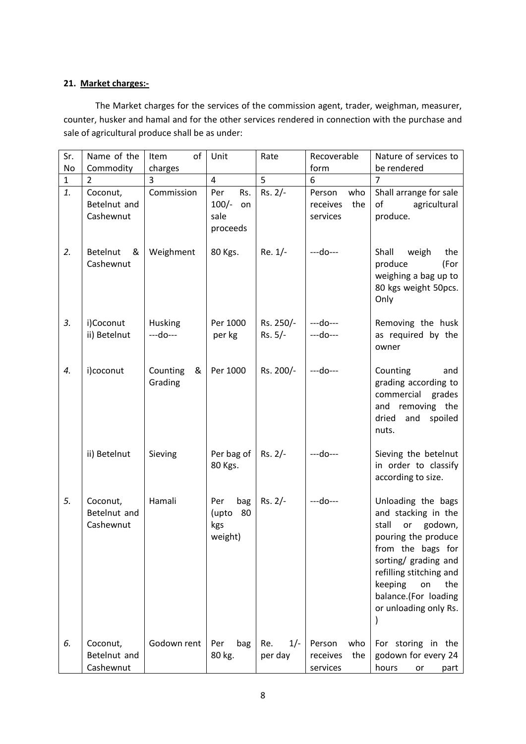**21. Market charges:-**

The Market charges for the services of the commission agent, trader, weighman, measurer, counter, husker and hamal and for the other services rendered in connection with the purchase and sale of agricultural produce shall be as under:

| Sr. No | Name of the Commodity | Item of charges | Unit | Rate | Recoverable form | Nature of services to be rendered |
|---|---|---|---|---|---|---|
| 1 | 2 | 3 | 4 | 5 | 6 | 7 |
| *1.* | Coconut, Betelnut and Cashewnut | Commission | Per Rs. 100/- on sale proceeds | Rs. 2/- | Person who receives the services | Shall arrange for sale of agricultural produce. |
| *2.* | Betelnut & Cashewnut | Weighment | 80 Kgs. | Re. 1/- | ---do--- | Shall weigh the produce (For weighing a bag up to 80 kgs weight 50pcs. Only |
| *3.* | i)Coconut<br>ii) Betelnut | Husking<br>---do--- | Per 1000<br>per kg | Rs. 250/-<br>Rs. 5/- | ---do---<br>---do--- | Removing the husk as required by the owner |
| *4.* | i)coconut | Counting & Grading | Per 1000 | Rs. 200/- | ---do--- | Counting and grading according to commercial grades and removing the dried and spoiled nuts. |
| | ii) Betelnut | Sieving | Per bag of 80 Kgs. | Rs. 2/- | ---do--- | Sieving the betelnut in order to classify according to size. |
| *5.* | Coconut, Betelnut and Cashewnut | Hamali | Per bag (upto 80 kgs weight) | Rs. 2/- | ---do--- | Unloading the bags and stacking in the stall or godown, pouring the produce from the bags for sorting/ grading and refilling stitching and keeping on the balance.(For loading or unloading only Rs. ) |
| *6.* | Coconut, Betelnut and Cashewnut | Godown rent | Per bag 80 kg. | Re. 1/- per day | Person who receives the services | For storing in the godown for every 24 hours or part |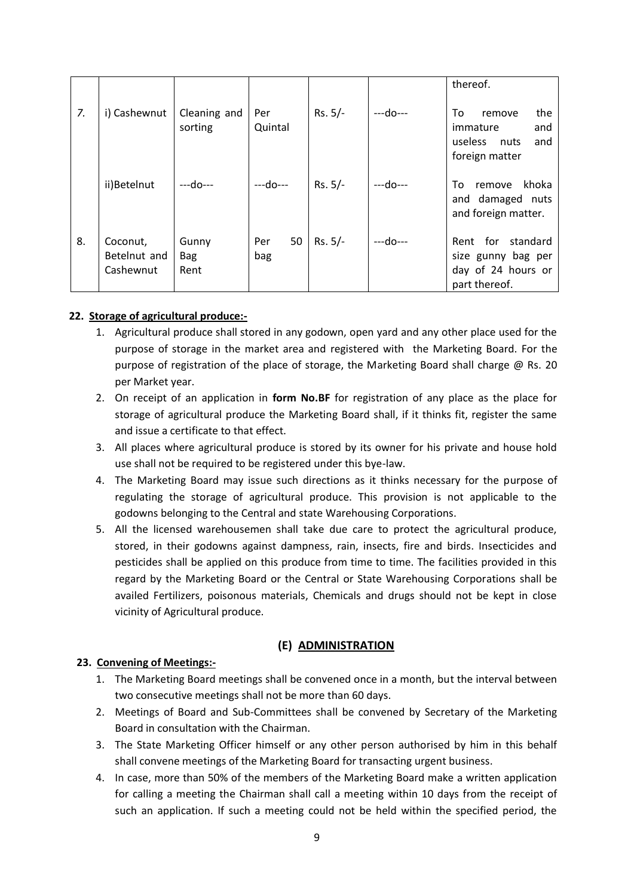|  |  |  |  |  |  | thereof. |
|---|---|---|---|---|---|---|
| 7. | i) Cashewnut | Cleaning and sorting | Per Quintal | Rs. 5/- | ---do--- | To remove the immature and useless nuts and foreign matter |
|  | ii)Betelnut | ---do--- | ---do--- | Rs. 5/- | ---do--- | To remove khoka and damaged nuts and foreign matter. |
| 8. | Coconut, Betelnut and Cashewnut | Gunny Bag Rent | Per 50 bag | Rs. 5/- | ---do--- | Rent for standard size gunny bag per day of 24 hours or part thereof. |

**22. Storage of agricultural produce:-**

1. Agricultural produce shall stored in any godown, open yard and any other place used for the purpose of storage in the market area and registered with the Marketing Board. For the purpose of registration of the place of storage, the Marketing Board shall charge @ Rs. 20 per Market year.
2. On receipt of an application in **form No.BF** for registration of any place as the place for storage of agricultural produce the Marketing Board shall, if it thinks fit, register the same and issue a certificate to that effect.
3. All places where agricultural produce is stored by its owner for his private and house hold use shall not be required to be registered under this bye-law.
4. The Marketing Board may issue such directions as it thinks necessary for the purpose of regulating the storage of agricultural produce. This provision is not applicable to the godowns belonging to the Central and state Warehousing Corporations.
5. All the licensed warehousemen shall take due care to protect the agricultural produce, stored, in their godowns against dampness, rain, insects, fire and birds. Insecticides and pesticides shall be applied on this produce from time to time. The facilities provided in this regard by the Marketing Board or the Central or State Warehousing Corporations shall be availed Fertilizers, poisonous materials, Chemicals and drugs should not be kept in close vicinity of Agricultural produce.

## (E) ADMINISTRATION

**23. Convening of Meetings:-**

1. The Marketing Board meetings shall be convened once in a month, but the interval between two consecutive meetings shall not be more than 60 days.
2. Meetings of Board and Sub-Committees shall be convened by Secretary of the Marketing Board in consultation with the Chairman.
3. The State Marketing Officer himself or any other person authorised by him in this behalf shall convene meetings of the Marketing Board for transacting urgent business.
4. In case, more than 50% of the members of the Marketing Board make a written application for calling a meeting the Chairman shall call a meeting within 10 days from the receipt of such an application. If such a meeting could not be held within the specified period, the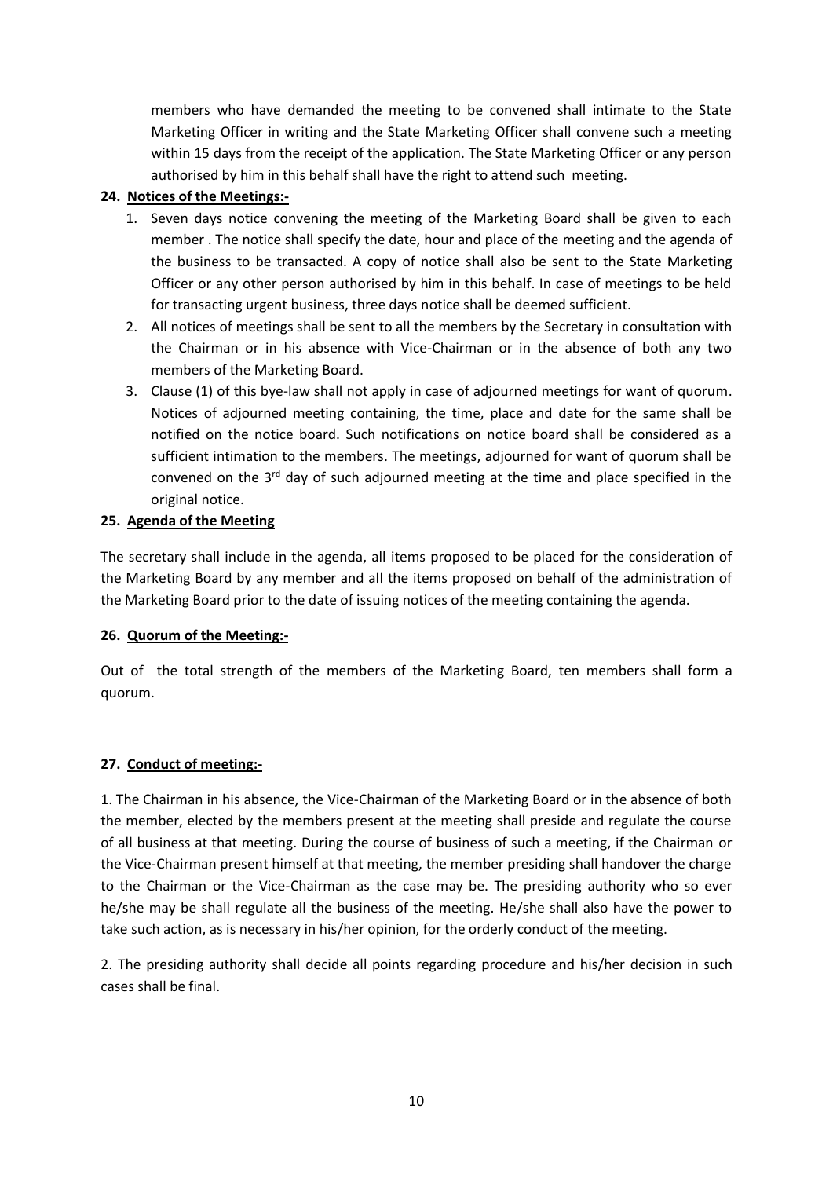members who have demanded the meeting to be convened shall intimate to the State Marketing Officer in writing and the State Marketing Officer shall convene such a meeting within 15 days from the receipt of the application. The State Marketing Officer or any person authorised by him in this behalf shall have the right to attend such meeting.

**24. Notices of the Meetings:-**

1. Seven days notice convening the meeting of the Marketing Board shall be given to each member . The notice shall specify the date, hour and place of the meeting and the agenda of the business to be transacted. A copy of notice shall also be sent to the State Marketing Officer or any other person authorised by him in this behalf. In case of meetings to be held for transacting urgent business, three days notice shall be deemed sufficient.
2. All notices of meetings shall be sent to all the members by the Secretary in consultation with the Chairman or in his absence with Vice-Chairman or in the absence of both any two members of the Marketing Board.
3. Clause (1) of this bye-law shall not apply in case of adjourned meetings for want of quorum. Notices of adjourned meeting containing, the time, place and date for the same shall be notified on the notice board. Such notifications on notice board shall be considered as a sufficient intimation to the members. The meetings, adjourned for want of quorum shall be convened on the 3rd day of such adjourned meeting at the time and place specified in the original notice.

**25. Agenda of the Meeting**

The secretary shall include in the agenda, all items proposed to be placed for the consideration of the Marketing Board by any member and all the items proposed on behalf of the administration of the Marketing Board prior to the date of issuing notices of the meeting containing the agenda.

**26. Quorum of the Meeting:-**

Out of the total strength of the members of the Marketing Board, ten members shall form a quorum.

**27. Conduct of meeting:-**

1. The Chairman in his absence, the Vice-Chairman of the Marketing Board or in the absence of both the member, elected by the members present at the meeting shall preside and regulate the course of all business at that meeting. During the course of business of such a meeting, if the Chairman or the Vice-Chairman present himself at that meeting, the member presiding shall handover the charge to the Chairman or the Vice-Chairman as the case may be. The presiding authority who so ever he/she may be shall regulate all the business of the meeting. He/she shall also have the power to take such action, as is necessary in his/her opinion, for the orderly conduct of the meeting.

2. The presiding authority shall decide all points regarding procedure and his/her decision in such cases shall be final.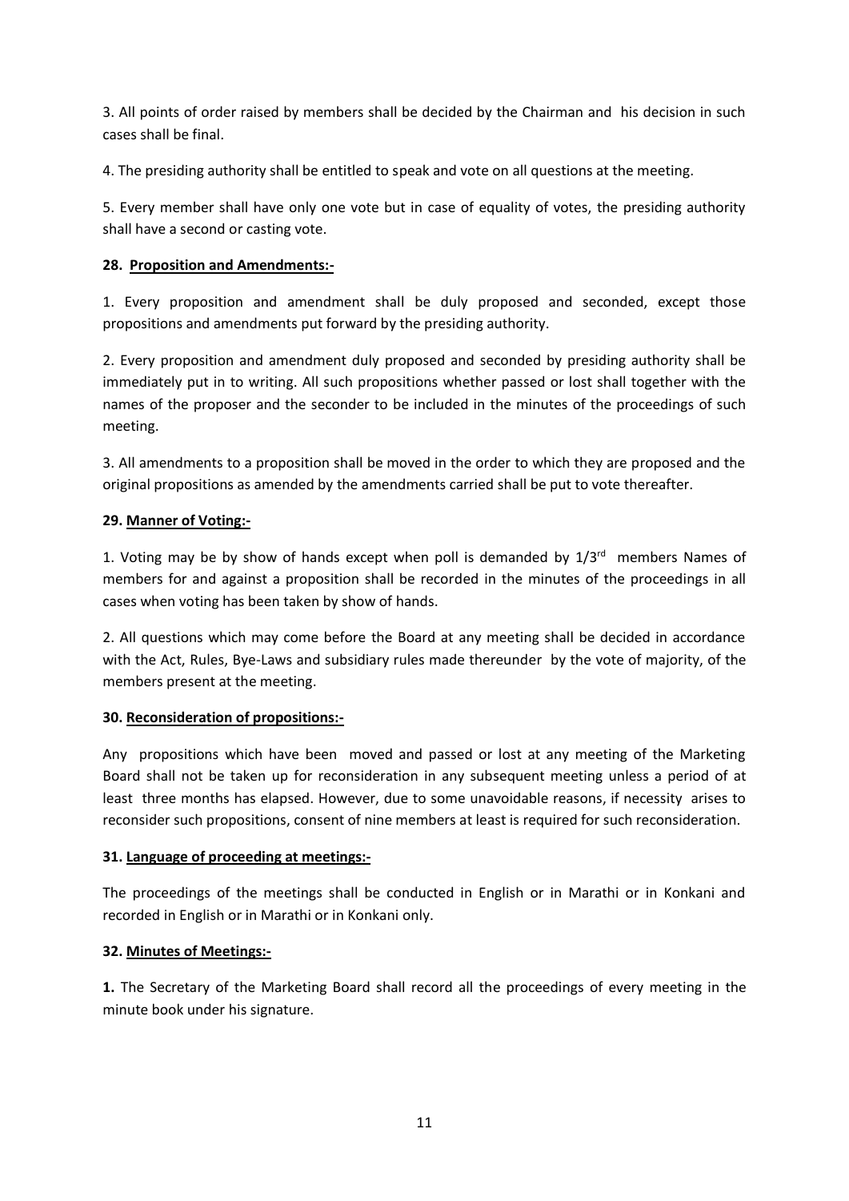3. All points of order raised by members shall be decided by the Chairman and his decision in such cases shall be final.

4. The presiding authority shall be entitled to speak and vote on all questions at the meeting.

5. Every member shall have only one vote but in case of equality of votes, the presiding authority shall have a second or casting vote.

**28. <u>Proposition and Amendments:-</u>**

1. Every proposition and amendment shall be duly proposed and seconded, except those propositions and amendments put forward by the presiding authority.

2. Every proposition and amendment duly proposed and seconded by presiding authority shall be immediately put in to writing. All such propositions whether passed or lost shall together with the names of the proposer and the seconder to be included in the minutes of the proceedings of such meeting.

3. All amendments to a proposition shall be moved in the order to which they are proposed and the original propositions as amended by the amendments carried shall be put to vote thereafter.

**29. <u>Manner of Voting:-</u>**

1. Voting may be by show of hands except when poll is demanded by 1/3rd members Names of members for and against a proposition shall be recorded in the minutes of the proceedings in all cases when voting has been taken by show of hands.

2. All questions which may come before the Board at any meeting shall be decided in accordance with the Act, Rules, Bye-Laws and subsidiary rules made thereunder by the vote of majority, of the members present at the meeting.

**30. <u>Reconsideration of propositions:-</u>**

Any propositions which have been moved and passed or lost at any meeting of the Marketing Board shall not be taken up for reconsideration in any subsequent meeting unless a period of at least three months has elapsed. However, due to some unavoidable reasons, if necessity arises to reconsider such propositions, consent of nine members at least is required for such reconsideration.

**31. <u>Language of proceeding at meetings:-</u>**

The proceedings of the meetings shall be conducted in English or in Marathi or in Konkani and recorded in English or in Marathi or in Konkani only.

**32. <u>Minutes of Meetings:-</u>**

**1.** The Secretary of the Marketing Board shall record all the proceedings of every meeting in the minute book under his signature.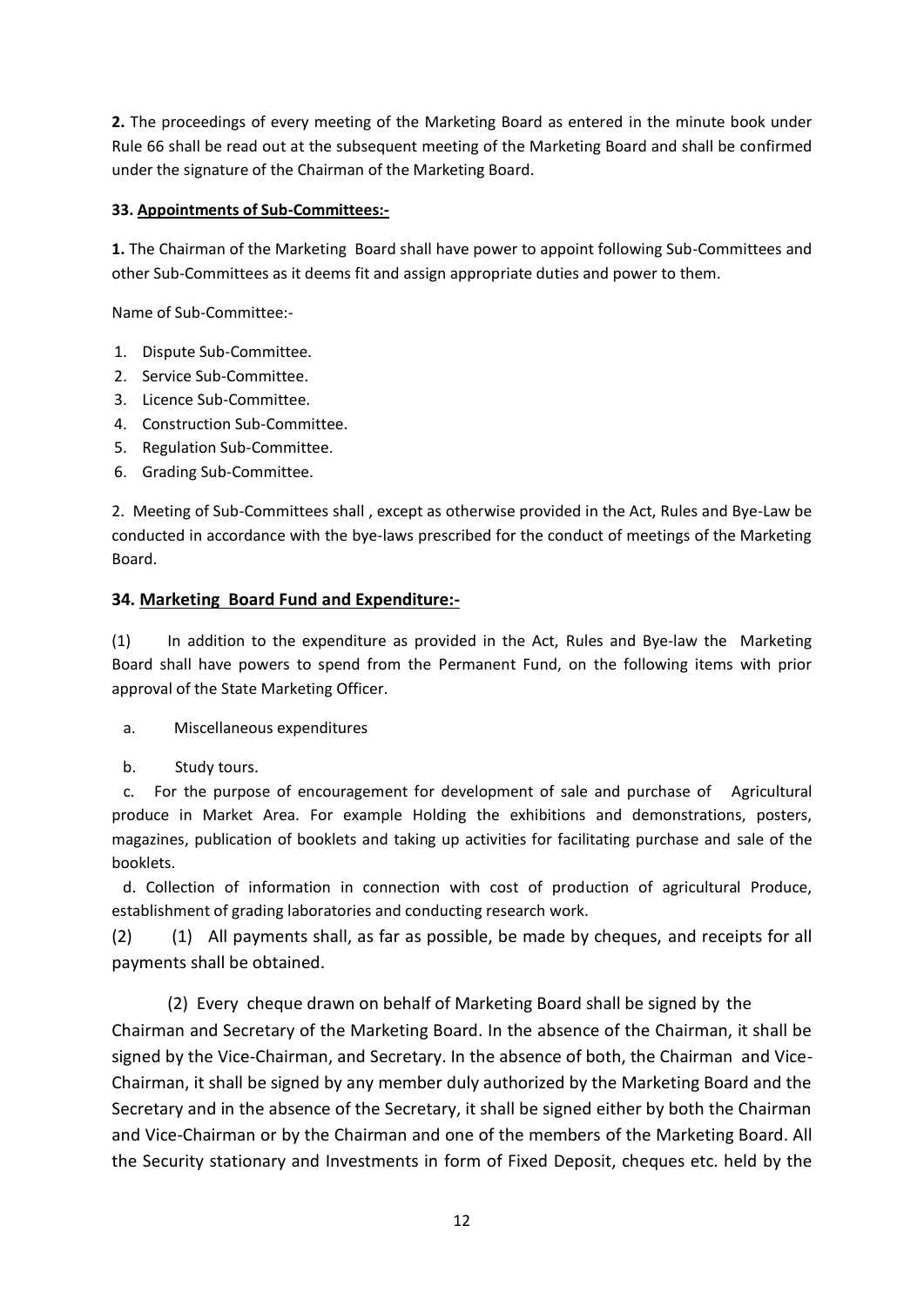**2.** The proceedings of every meeting of the Marketing Board as entered in the minute book under Rule 66 shall be read out at the subsequent meeting of the Marketing Board and shall be confirmed under the signature of the Chairman of the Marketing Board.

**33. Appointments of Sub-Committees:-**

**1.** The Chairman of the Marketing Board shall have power to appoint following Sub-Committees and other Sub-Committees as it deems fit and assign appropriate duties and power to them.

Name of Sub-Committee:-

1. Dispute Sub-Committee.
2. Service Sub-Committee.
3. Licence Sub-Committee.
4. Construction Sub-Committee.
5. Regulation Sub-Committee.
6. Grading Sub-Committee.

2. Meeting of Sub-Committees shall , except as otherwise provided in the Act, Rules and Bye-Law be conducted in accordance with the bye-laws prescribed for the conduct of meetings of the Marketing Board.

**34. Marketing Board Fund and Expenditure:-**

(1) In addition to the expenditure as provided in the Act, Rules and Bye-law the Marketing Board shall have powers to spend from the Permanent Fund, on the following items with prior approval of the State Marketing Officer.

a. Miscellaneous expenditures

b. Study tours.

c. For the purpose of encouragement for development of sale and purchase of Agricultural produce in Market Area. For example Holding the exhibitions and demonstrations, posters, magazines, publication of booklets and taking up activities for facilitating purchase and sale of the booklets.

d. Collection of information in connection with cost of production of agricultural Produce, establishment of grading laboratories and conducting research work.

(2) (1) All payments shall, as far as possible, be made by cheques, and receipts for all payments shall be obtained.

(2) Every cheque drawn on behalf of Marketing Board shall be signed by the Chairman and Secretary of the Marketing Board. In the absence of the Chairman, it shall be signed by the Vice-Chairman, and Secretary. In the absence of both, the Chairman and Vice-Chairman, it shall be signed by any member duly authorized by the Marketing Board and the Secretary and in the absence of the Secretary, it shall be signed either by both the Chairman and Vice-Chairman or by the Chairman and one of the members of the Marketing Board. All the Security stationary and Investments in form of Fixed Deposit, cheques etc. held by the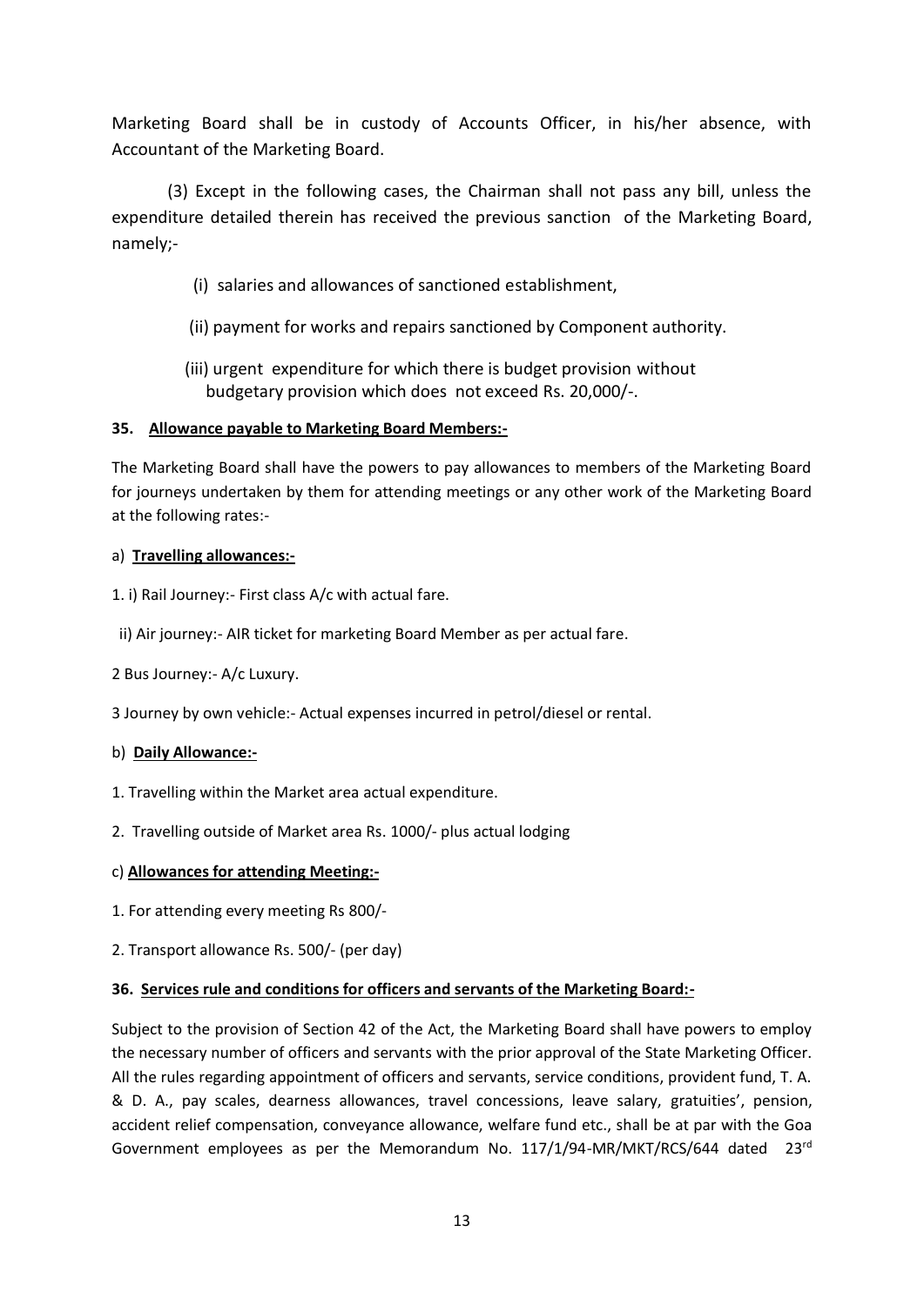Marketing Board shall be in custody of Accounts Officer, in his/her absence, with Accountant of the Marketing Board.

(3) Except in the following cases, the Chairman shall not pass any bill, unless the expenditure detailed therein has received the previous sanction of the Marketing Board, namely;-

(i) salaries and allowances of sanctioned establishment,

(ii) payment for works and repairs sanctioned by Component authority.

(iii) urgent expenditure for which there is budget provision without budgetary provision which does not exceed Rs. 20,000/-.

**35. <u>Allowance payable to Marketing Board Members:-</u>**

The Marketing Board shall have the powers to pay allowances to members of the Marketing Board for journeys undertaken by them for attending meetings or any other work of the Marketing Board at the following rates:-

a) **<u>Travelling allowances:-</u>**

1. i) Rail Journey:- First class A/c with actual fare.

ii) Air journey:- AIR ticket for marketing Board Member as per actual fare.

2 Bus Journey:- A/c Luxury.

3 Journey by own vehicle:- Actual expenses incurred in petrol/diesel or rental.

b) **<u>Daily Allowance:-</u>**

1. Travelling within the Market area actual expenditure.

2. Travelling outside of Market area Rs. 1000/- plus actual lodging

c) **<u>Allowances for attending Meeting:-</u>**

1. For attending every meeting Rs 800/-

2. Transport allowance Rs. 500/- (per day)

**36. <u>Services rule and conditions for officers and servants of the Marketing Board:-</u>**

Subject to the provision of Section 42 of the Act, the Marketing Board shall have powers to employ the necessary number of officers and servants with the prior approval of the State Marketing Officer. All the rules regarding appointment of officers and servants, service conditions, provident fund, T. A. & D. A., pay scales, dearness allowances, travel concessions, leave salary, gratuities', pension, accident relief compensation, conveyance allowance, welfare fund etc., shall be at par with the Goa Government employees as per the Memorandum No. 117/1/94-MR/MKT/RCS/644 dated 23rd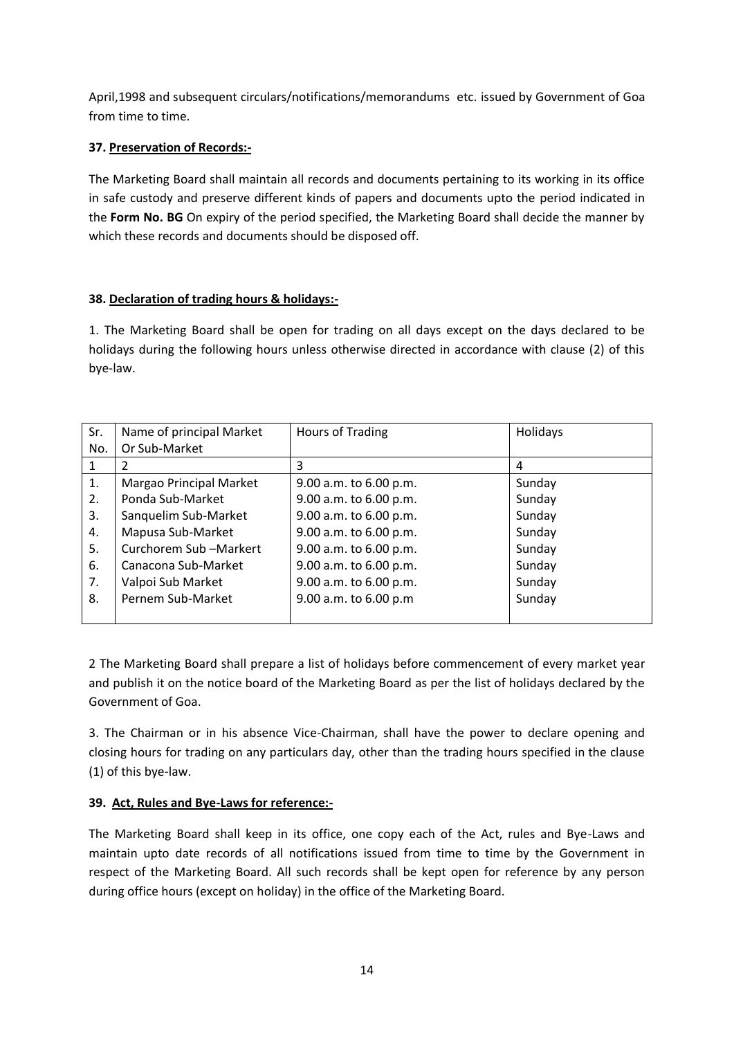April,1998 and subsequent circulars/notifications/memorandums etc. issued by Government of Goa from time to time.

**37. Preservation of Records:-**

The Marketing Board shall maintain all records and documents pertaining to its working in its office in safe custody and preserve different kinds of papers and documents upto the period indicated in the **Form No. BG** On expiry of the period specified, the Marketing Board shall decide the manner by which these records and documents should be disposed off.

**38. Declaration of trading hours & holidays:-**

1. The Marketing Board shall be open for trading on all days except on the days declared to be holidays during the following hours unless otherwise directed in accordance with clause (2) of this bye-law.

| Sr. No. | Name of principal Market Or Sub-Market | Hours of Trading | Holidays |
|---|---|---|---|
| 1 | 2 | 3 | 4 |
| 1. | Margao Principal Market | 9.00 a.m. to 6.00 p.m. | Sunday |
| 2. | Ponda Sub-Market | 9.00 a.m. to 6.00 p.m. | Sunday |
| 3. | Sanquelim Sub-Market | 9.00 a.m. to 6.00 p.m. | Sunday |
| 4. | Mapusa Sub-Market | 9.00 a.m. to 6.00 p.m. | Sunday |
| 5. | Curchorem Sub –Markert | 9.00 a.m. to 6.00 p.m. | Sunday |
| 6. | Canacona Sub-Market | 9.00 a.m. to 6.00 p.m. | Sunday |
| 7. | Valpoi Sub Market | 9.00 a.m. to 6.00 p.m. | Sunday |
| 8. | Pernem Sub-Market | 9.00 a.m. to 6.00 p.m | Sunday |

2 The Marketing Board shall prepare a list of holidays before commencement of every market year and publish it on the notice board of the Marketing Board as per the list of holidays declared by the Government of Goa.

3. The Chairman or in his absence Vice-Chairman, shall have the power to declare opening and closing hours for trading on any particulars day, other than the trading hours specified in the clause (1) of this bye-law.

**39. Act, Rules and Bye-Laws for reference:-**

The Marketing Board shall keep in its office, one copy each of the Act, rules and Bye-Laws and maintain upto date records of all notifications issued from time to time by the Government in respect of the Marketing Board. All such records shall be kept open for reference by any person during office hours (except on holiday) in the office of the Marketing Board.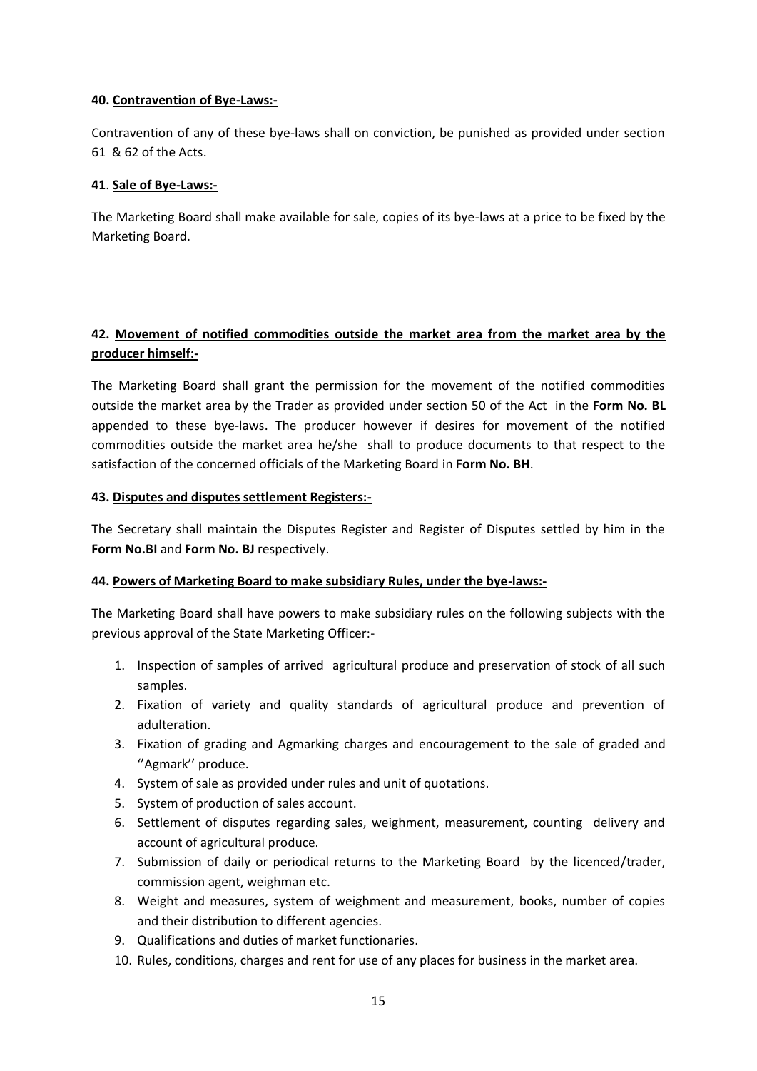**40. Contravention of Bye-Laws:-**

Contravention of any of these bye-laws shall on conviction, be punished as provided under section 61 & 62 of the Acts.

**41**. **Sale of Bye-Laws:-**

The Marketing Board shall make available for sale, copies of its bye-laws at a price to be fixed by the Marketing Board.

**42. Movement of notified commodities outside the market area from the market area by the producer himself:-**

The Marketing Board shall grant the permission for the movement of the notified commodities outside the market area by the Trader as provided under section 50 of the Act in the **Form No. BL** appended to these bye-laws. The producer however if desires for movement of the notified commodities outside the market area he/she shall to produce documents to that respect to the satisfaction of the concerned officials of the Marketing Board in F**orm No. BH**.

**43. Disputes and disputes settlement Registers:-**

The Secretary shall maintain the Disputes Register and Register of Disputes settled by him in the **Form No.BI** and **Form No. BJ** respectively.

**44. Powers of Marketing Board to make subsidiary Rules, under the bye-laws:-**

The Marketing Board shall have powers to make subsidiary rules on the following subjects with the previous approval of the State Marketing Officer:-

1. Inspection of samples of arrived agricultural produce and preservation of stock of all such samples.
2. Fixation of variety and quality standards of agricultural produce and prevention of adulteration.
3. Fixation of grading and Agmarking charges and encouragement to the sale of graded and ''Agmark'' produce.
4. System of sale as provided under rules and unit of quotations.
5. System of production of sales account.
6. Settlement of disputes regarding sales, weighment, measurement, counting delivery and account of agricultural produce.
7. Submission of daily or periodical returns to the Marketing Board by the licenced/trader, commission agent, weighman etc.
8. Weight and measures, system of weighment and measurement, books, number of copies and their distribution to different agencies.
9. Qualifications and duties of market functionaries.
10. Rules, conditions, charges and rent for use of any places for business in the market area.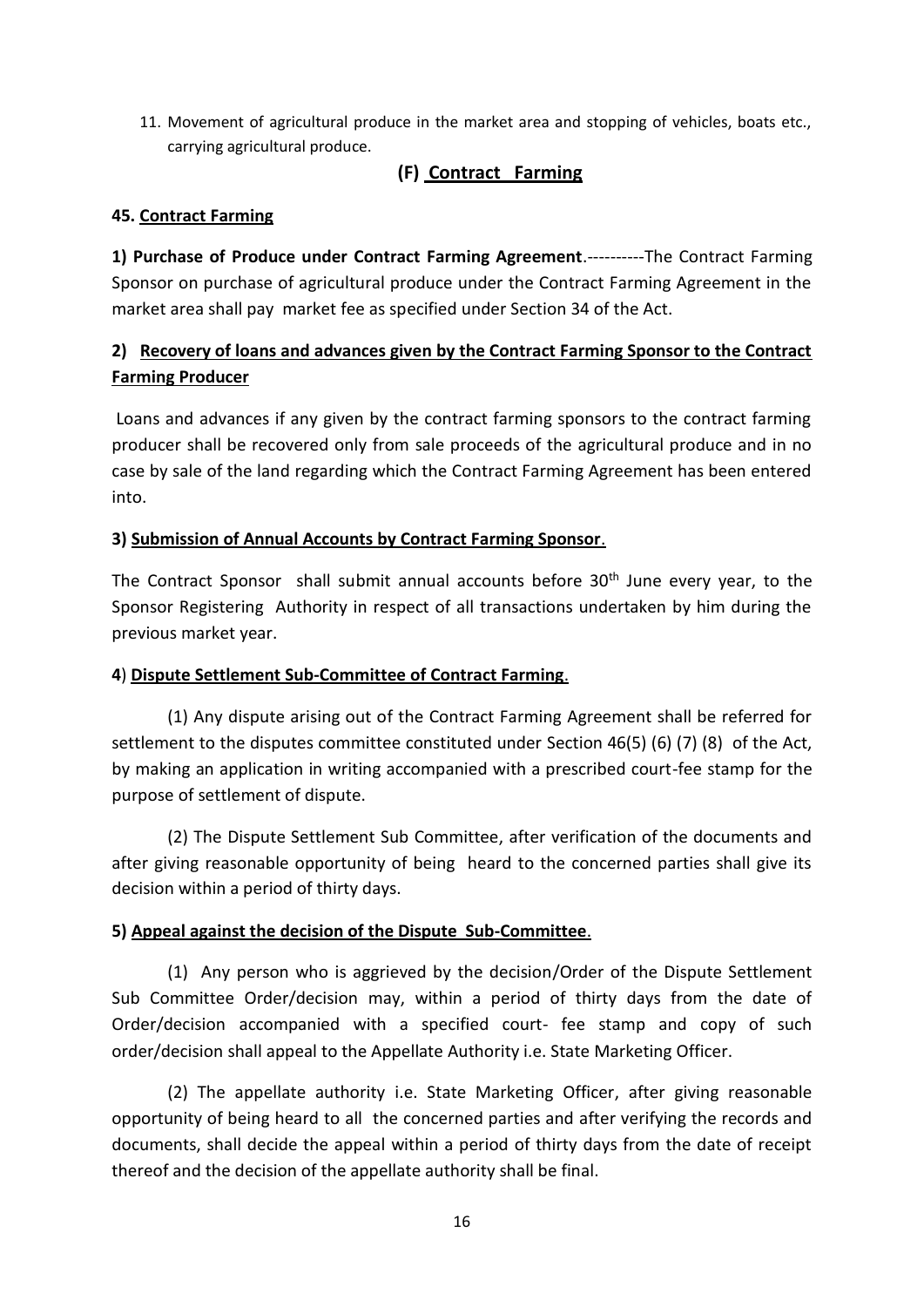11. Movement of agricultural produce in the market area and stopping of vehicles, boats etc., carrying agricultural produce.

## (F) Contract Farming

### 45. Contract Farming

**1) Purchase of Produce under Contract Farming Agreement**.----------The Contract Farming Sponsor on purchase of agricultural produce under the Contract Farming Agreement in the market area shall pay market fee as specified under Section 34 of the Act.

**2) Recovery of loans and advances given by the Contract Farming Sponsor to the Contract Farming Producer**

Loans and advances if any given by the contract farming sponsors to the contract farming producer shall be recovered only from sale proceeds of the agricultural produce and in no case by sale of the land regarding which the Contract Farming Agreement has been entered into.

**3) Submission of Annual Accounts by Contract Farming Sponsor**.

The Contract Sponsor shall submit annual accounts before 30th June every year, to the Sponsor Registering Authority in respect of all transactions undertaken by him during the previous market year.

**4) Dispute Settlement Sub-Committee of Contract Farming**.

(1) Any dispute arising out of the Contract Farming Agreement shall be referred for settlement to the disputes committee constituted under Section 46(5) (6) (7) (8) of the Act, by making an application in writing accompanied with a prescribed court-fee stamp for the purpose of settlement of dispute.

(2) The Dispute Settlement Sub Committee, after verification of the documents and after giving reasonable opportunity of being heard to the concerned parties shall give its decision within a period of thirty days.

**5) Appeal against the decision of the Dispute Sub-Committee**.

(1) Any person who is aggrieved by the decision/Order of the Dispute Settlement Sub Committee Order/decision may, within a period of thirty days from the date of Order/decision accompanied with a specified court- fee stamp and copy of such order/decision shall appeal to the Appellate Authority i.e. State Marketing Officer.

(2) The appellate authority i.e. State Marketing Officer, after giving reasonable opportunity of being heard to all the concerned parties and after verifying the records and documents, shall decide the appeal within a period of thirty days from the date of receipt thereof and the decision of the appellate authority shall be final.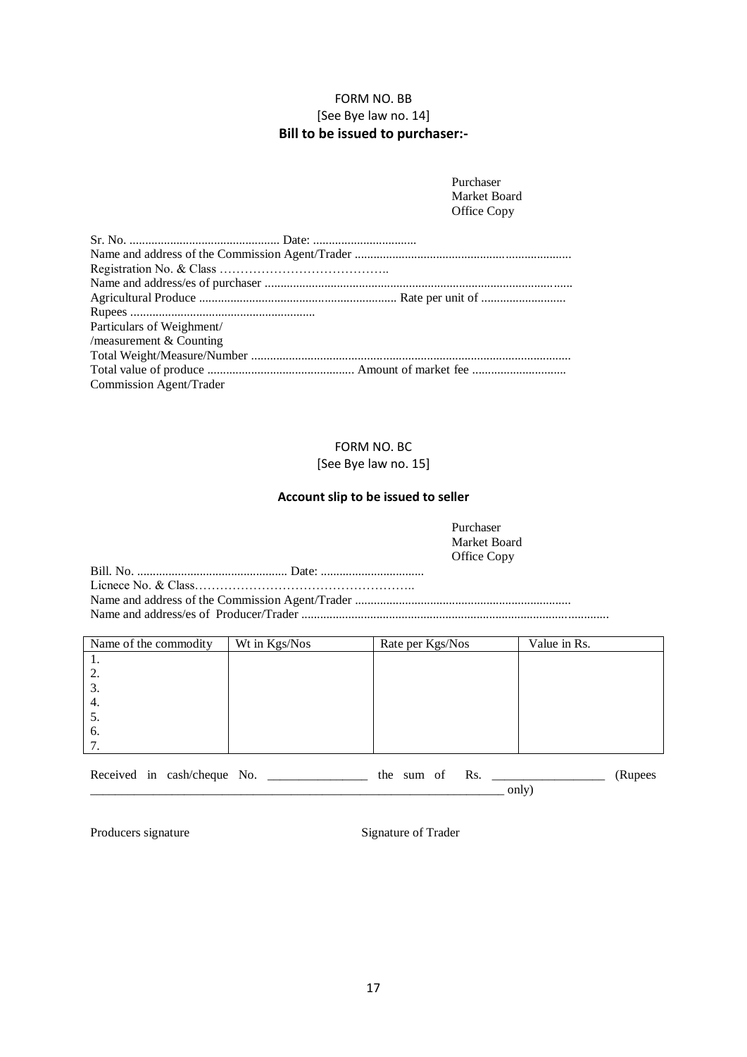FORM NO. BB

[See Bye law no. 14]

**Bill to be issued to purchaser:-**

Purchaser
Market Board
Office Copy

Sr. No. ................................................ Date: .................................

Name and address of the Commission Agent/Trader ....................................................................

Registration No. & Class …………………………………..

Name and address/es of purchaser .................................................................................................

Agricultural Produce .............................................................. Rate per unit of ...........................

Rupees ...........................................................

Particulars of Weighment/
/measurement & Counting

Total Weight/Measure/Number .....................................................................................................

Total value of produce .............................................. Amount of market fee ..............................

Commission Agent/Trader

FORM NO. BC

[See Bye law no. 15]

**Account slip to be issued to seller**

Purchaser
Market Board
Office Copy

Bill. No. ................................................ Date: .................................

Licnece No. & Class……………………………………………..

Name and address of the Commission Agent/Trader ....................................................................

Name and address/es of Producer/Trader .................................................................................................

| Name of the commodity | Wt in Kgs/Nos | Rate per Kgs/Nos | Value in Rs. |
|---|---|---|---|
| 1. | | | |
| 2. | | | |
| 3. | | | |
| 4. | | | |
| 5. | | | |
| 6. | | | |
| 7. | | | |

Received in cash/cheque No. _______________ the sum of Rs. _________________ (Rupees _________________________________________________________________ only)

Producers signature                                        Signature of Trader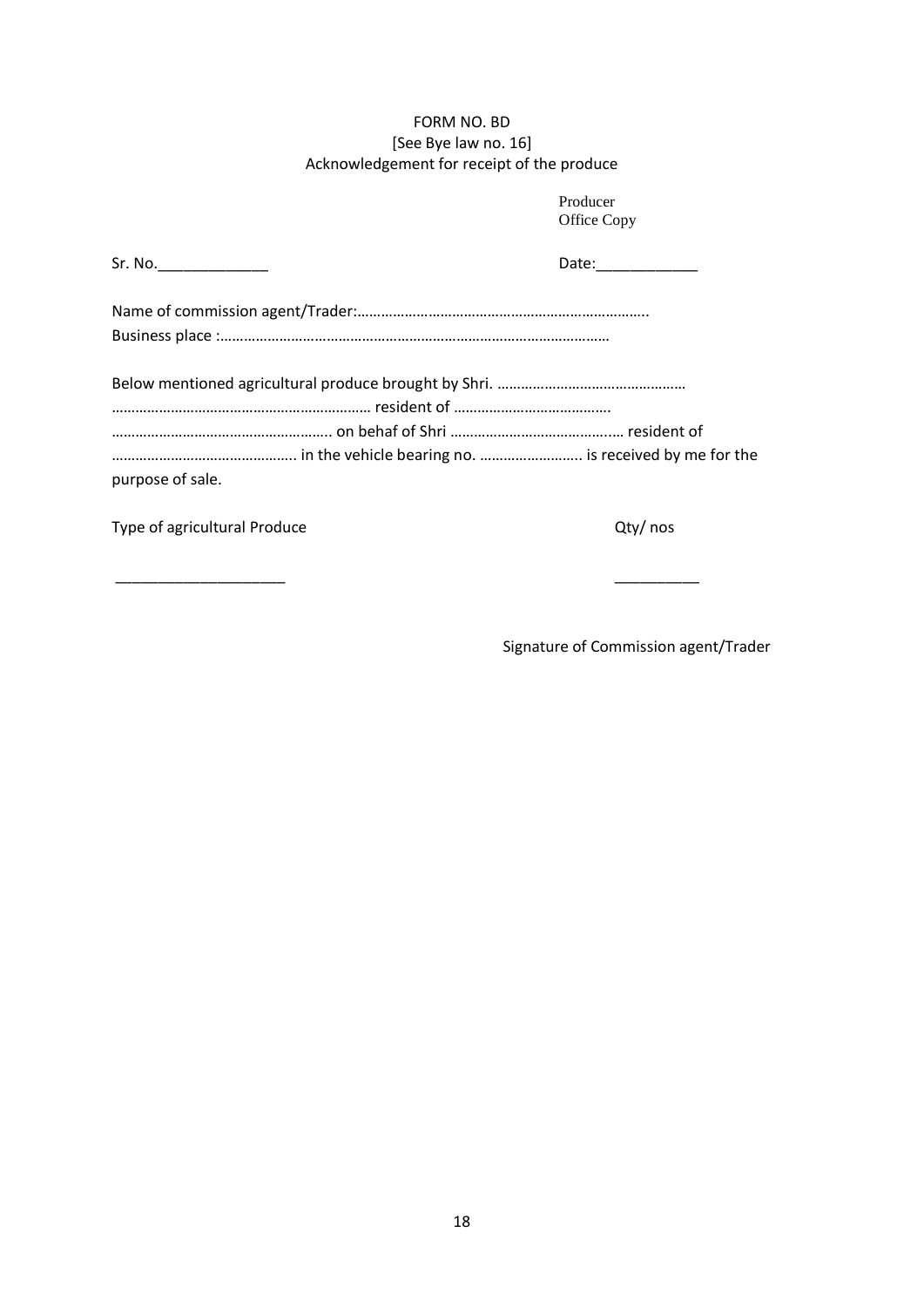FORM NO. BD

[See Bye law no. 16]

Acknowledgement for receipt of the produce

Producer
Office Copy

Sr. No.\_\_\_\_\_\_\_\_\_\_\_\_\_ Date:\_\_\_\_\_\_\_\_\_\_\_\_

Name of commission agent/Trader:…………………………………………………………………..
Business place :………………………………………………………………………………………

Below mentioned agricultural produce brought by Shri. …………………………………………
………………………………………………………… resident of …………………………………
……………………………………………….. on behaf of Shri …………………………………..… resident of
……………………………………….. in the vehicle bearing no. …………………….. is received by me for the purpose of sale.

| Type of agricultural Produce | Qty/ nos |
|---|---|
| \_\_\_\_\_\_\_\_\_\_\_\_\_\_\_\_\_\_\_\_ | \_\_\_\_\_\_\_\_\_\_ |

Signature of Commission agent/Trader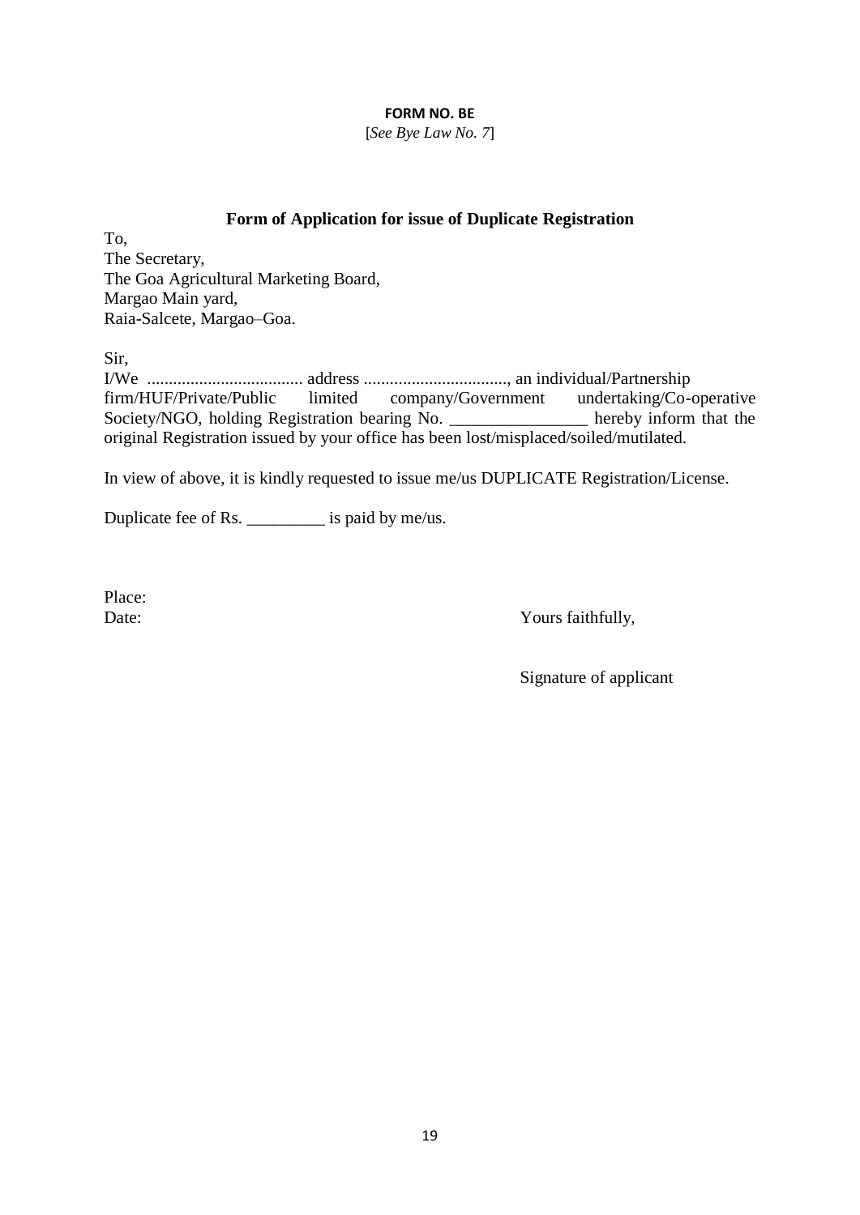**FORM NO. BE**

[*See Bye Law No. 7*]

### Form of Application for issue of Duplicate Registration

To,
The Secretary,
The Goa Agricultural Marketing Board,
Margao Main yard,
Raia-Salcete, Margao–Goa.

Sir,

I/We .................................... address ................................., an individual/Partnership firm/HUF/Private/Public limited company/Government undertaking/Co-operative Society/NGO, holding Registration bearing No. ________________ hereby inform that the original Registration issued by your office has been lost/misplaced/soiled/mutilated.

In view of above, it is kindly requested to issue me/us DUPLICATE Registration/License.

Duplicate fee of Rs. _________ is paid by me/us.

Place:
Date:

Yours faithfully,

Signature of applicant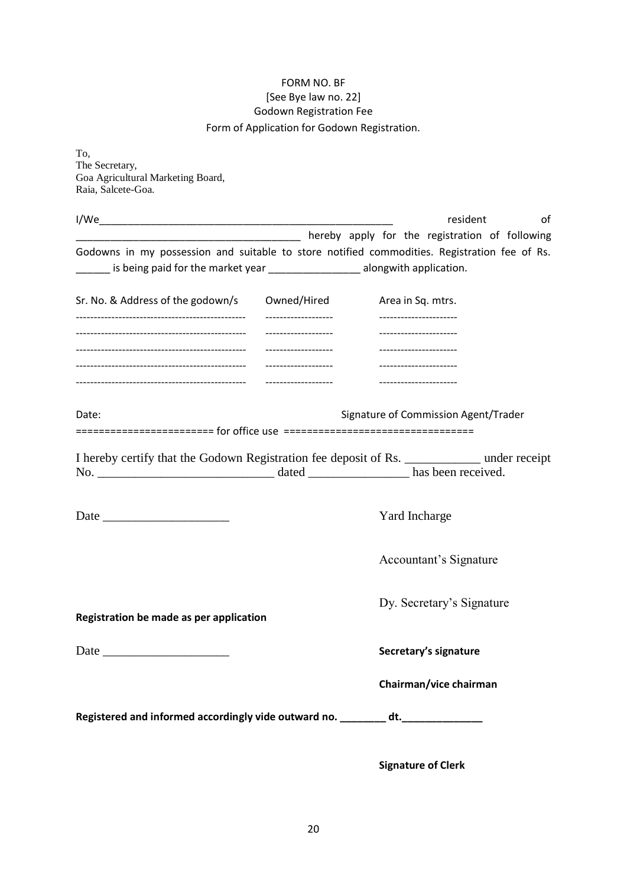FORM NO. BF

[See Bye law no. 22]

Godown Registration Fee

Form of Application for Godown Registration.

To,
The Secretary,
Goa Agricultural Marketing Board,
Raia, Salcete-Goa.

I/We\_\_\_\_\_\_\_\_\_\_\_\_\_\_\_\_\_\_\_\_\_\_\_\_\_\_\_\_\_\_\_\_\_\_\_\_\_\_\_\_\_\_\_\_\_\_\_\_\_\_\_\_ resident of \_\_\_\_\_\_\_\_\_\_\_\_\_\_\_\_\_\_\_\_\_\_\_\_\_\_\_\_\_\_\_\_\_\_\_\_\_\_\_ hereby apply for the registration of following Godowns in my possession and suitable to store notified commodities. Registration fee of Rs. \_\_\_\_\_\_ is being paid for the market year \_\_\_\_\_\_\_\_\_\_\_\_\_\_\_\_ alongwith application.

| Sr. No. & Address of the godown/s | Owned/Hired | Area in Sq. mtrs. |
|---|---|---|
| ---------------------------------------------- | ------------------ | --------------------- |
| ---------------------------------------------- | ------------------ | --------------------- |
| ---------------------------------------------- | ------------------ | --------------------- |
| ---------------------------------------------- | ------------------ | --------------------- |
| ---------------------------------------------- | ------------------ | --------------------- |

Date: Signature of Commission Agent/Trader

======================= for office use ===============================

I hereby certify that the Godown Registration fee deposit of Rs. \_\_\_\_\_\_\_\_\_\_\_\_ under receipt No. \_\_\_\_\_\_\_\_\_\_\_\_\_\_\_\_\_\_\_\_\_\_\_\_\_\_\_\_ dated \_\_\_\_\_\_\_\_\_\_\_\_\_\_\_\_ has been received.

Date \_\_\_\_\_\_\_\_\_\_\_\_\_\_\_\_\_\_\_\_ Yard Incharge

Accountant's Signature

Dy. Secretary's Signature

**Registration be made as per application**

Date \_\_\_\_\_\_\_\_\_\_\_\_\_\_\_\_\_\_\_\_ **Secretary's signature**

**Chairman/vice chairman**

**Registered and informed accordingly vide outward no. \_\_\_\_\_\_\_\_ dt.\_\_\_\_\_\_\_\_\_\_\_\_\_\_**

**Signature of Clerk**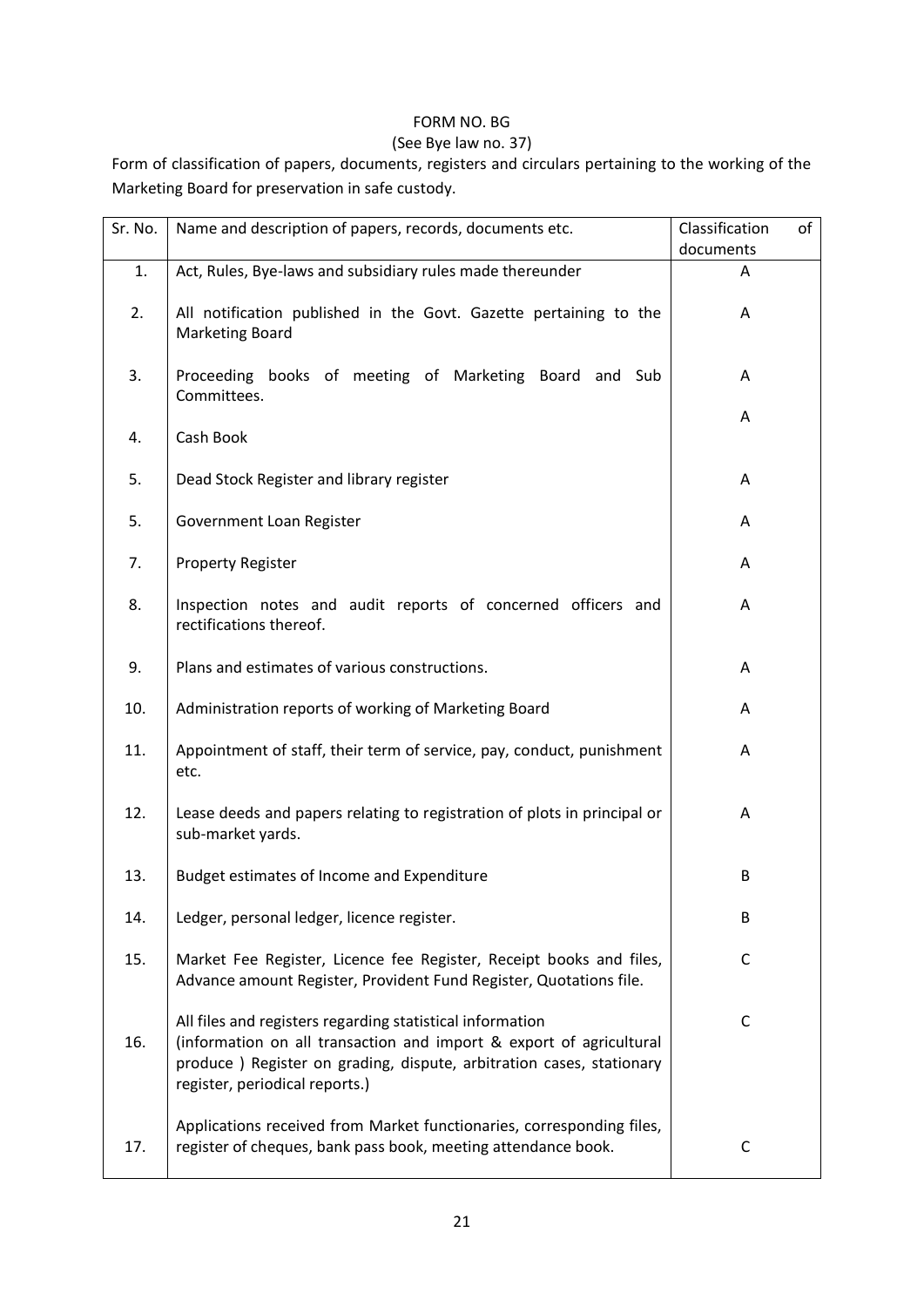FORM NO. BG

(See Bye law no. 37)

Form of classification of papers, documents, registers and circulars pertaining to the working of the Marketing Board for preservation in safe custody.

| Sr. No. | Name and description of papers, records, documents etc. | Classification of documents |
|---|---|---|
| 1. | Act, Rules, Bye-laws and subsidiary rules made thereunder | A |
| 2. | All notification published in the Govt. Gazette pertaining to the Marketing Board | A |
| 3. | Proceeding books of meeting of Marketing Board and Sub Committees. | A |
| 4. | Cash Book | A |
| 5. | Dead Stock Register and library register | A |
| 5. | Government Loan Register | A |
| 7. | Property Register | A |
| 8. | Inspection notes and audit reports of concerned officers and rectifications thereof. | A |
| 9. | Plans and estimates of various constructions. | A |
| 10. | Administration reports of working of Marketing Board | A |
| 11. | Appointment of staff, their term of service, pay, conduct, punishment etc. | A |
| 12. | Lease deeds and papers relating to registration of plots in principal or sub-market yards. | A |
| 13. | Budget estimates of Income and Expenditure | B |
| 14. | Ledger, personal ledger, licence register. | B |
| 15. | Market Fee Register, Licence fee Register, Receipt books and files, Advance amount Register, Provident Fund Register, Quotations file. | C |
| 16. | All files and registers regarding statistical information (information on all transaction and import & export of agricultural produce ) Register on grading, dispute, arbitration cases, stationary register, periodical reports.) | C |
| 17. | Applications received from Market functionaries, corresponding files, register of cheques, bank pass book, meeting attendance book. | C |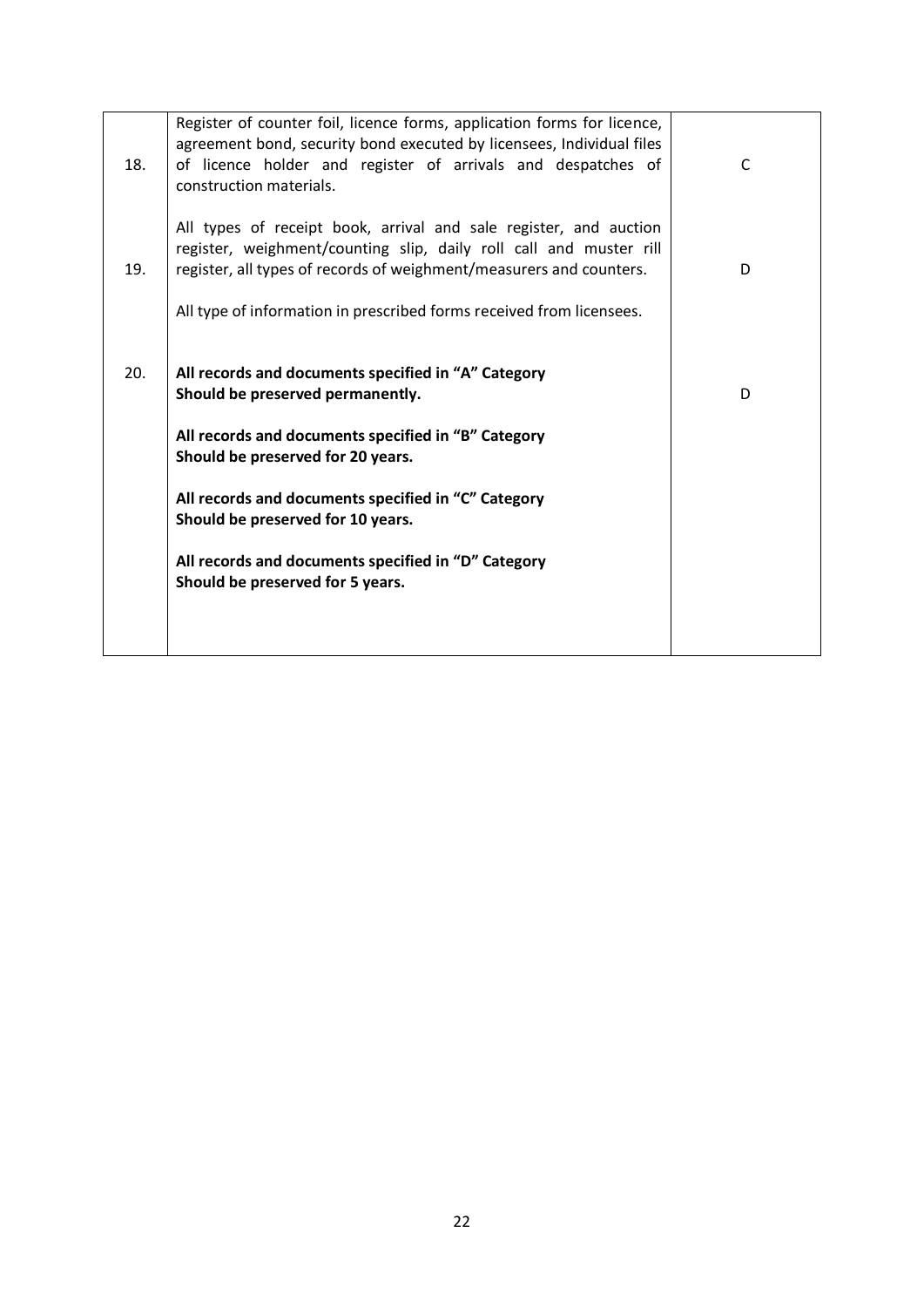| | | |
|---|---|---|
| 18. | Register of counter foil, licence forms, application forms for licence, agreement bond, security bond executed by licensees, Individual files of licence holder and register of arrivals and despatches of construction materials. | C |
| 19. | All types of receipt book, arrival and sale register, and auction register, weighment/counting slip, daily roll call and muster rill register, all types of records of weighment/measurers and counters.<br><br>All type of information in prescribed forms received from licensees. | D |
| 20. | **All records and documents specified in "A" Category Should be preserved permanently.**<br><br>**All records and documents specified in "B" Category Should be preserved for 20 years.**<br><br>**All records and documents specified in "C" Category Should be preserved for 10 years.**<br><br>**All records and documents specified in "D" Category Should be preserved for 5 years.** | D |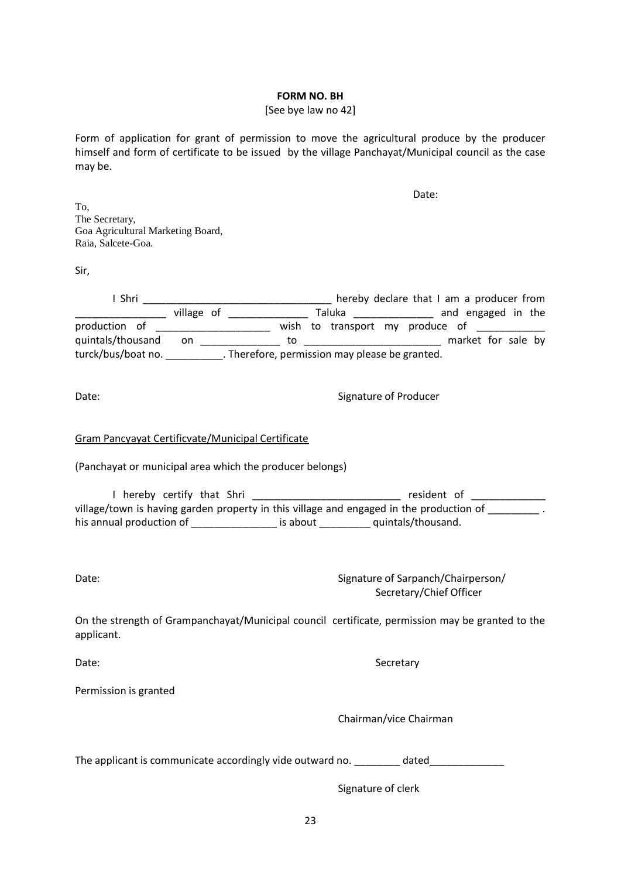**FORM NO. BH**

[See bye law no 42]

Form of application for grant of permission to move the agricultural produce by the producer himself and form of certificate to be issued by the village Panchayat/Municipal council as the case may be.

Date:

To,
The Secretary,
Goa Agricultural Marketing Board,
Raia, Salcete-Goa.

Sir,

I Shri ________________________________ hereby declare that I am a producer from ________________ village of ______________ Taluka ______________ and engaged in the production of ____________________ wish to transport my produce of ____________ quintals/thousand on ______________ to ________________________ market for sale by turck/bus/boat no. __________. Therefore, permission may please be granted.

Date: Signature of Producer

Gram Pancyayat Certificvate/Municipal Certificate

(Panchayat or municipal area which the producer belongs)

I hereby certify that Shri __________________________ resident of _____________ village/town is having garden property in this village and engaged in the production of _________ . his annual production of _______________ is about _________ quintals/thousand.

Date: Signature of Sarpanch/Chairperson/
Secretary/Chief Officer

On the strength of Grampanchayat/Municipal council certificate, permission may be granted to the applicant.

Date: Secretary

Permission is granted

Chairman/vice Chairman

The applicant is communicate accordingly vide outward no. ________ dated_____________

Signature of clerk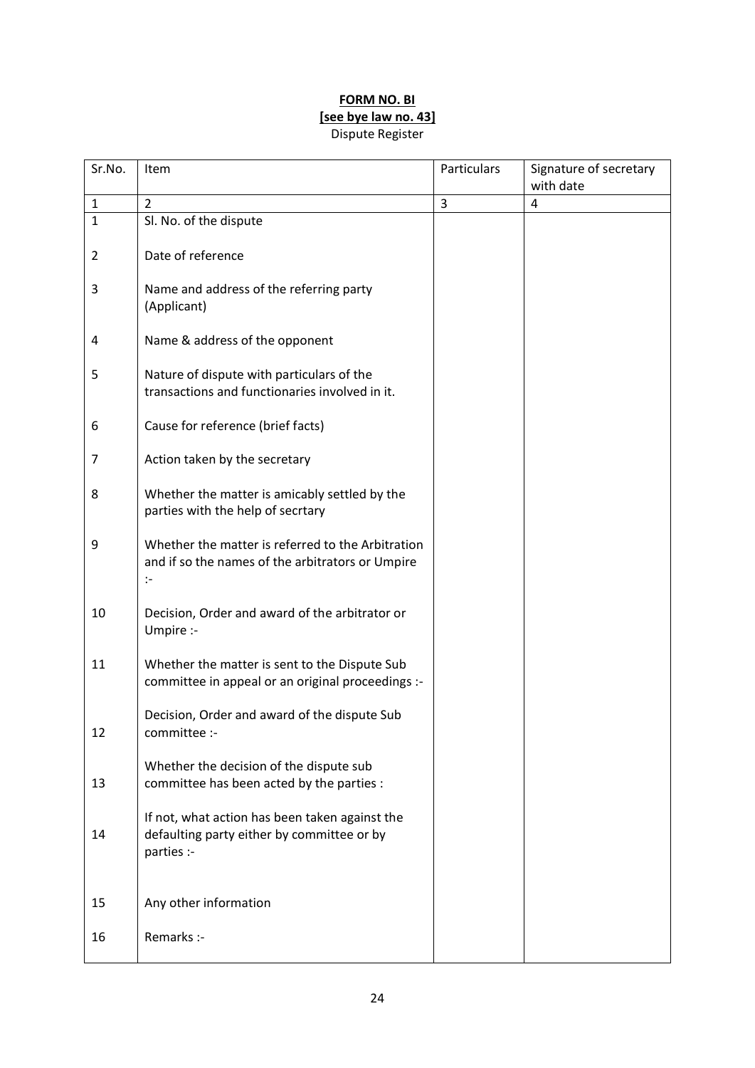**FORM NO. BI**

**[see bye law no. 43]**

Dispute Register

| Sr.No. | Item | Particulars | Signature of secretary with date |
|---|---|---|---|
| 1 | 2 | 3 | 4 |
| 1 | Sl. No. of the dispute | | |
| 2 | Date of reference | | |
| 3 | Name and address of the referring party (Applicant) | | |
| 4 | Name & address of the opponent | | |
| 5 | Nature of dispute with particulars of the transactions and functionaries involved in it. | | |
| 6 | Cause for reference (brief facts) | | |
| 7 | Action taken by the secretary | | |
| 8 | Whether the matter is amicably settled by the parties with the help of secrtary | | |
| 9 | Whether the matter is referred to the Arbitration and if so the names of the arbitrators or Umpire :- | | |
| 10 | Decision, Order and award of the arbitrator or Umpire :- | | |
| 11 | Whether the matter is sent to the Dispute Sub committee in appeal or an original proceedings :- | | |
| 12 | Decision, Order and award of the dispute Sub committee :- | | |
| 13 | Whether the decision of the dispute sub committee has been acted by the parties : | | |
| 14 | If not, what action has been taken against the defaulting party either by committee or by parties :- | | |
| 15 | Any other information | | |
| 16 | Remarks :- | | |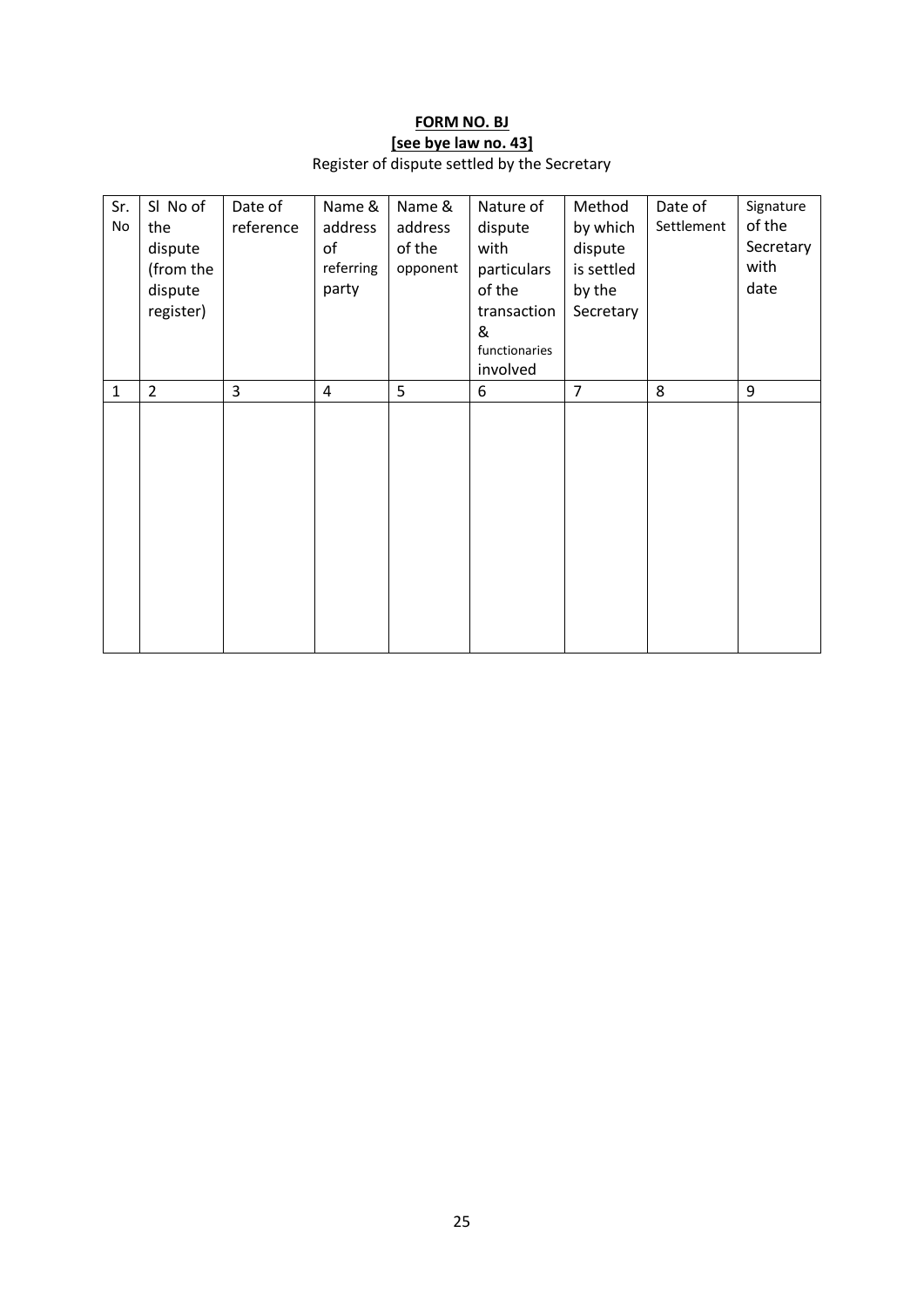**FORM NO. BJ**

**[see bye law no. 43]**

Register of dispute settled by the Secretary

| Sr. No | Sl No of the dispute (from the dispute register) | Date of reference | Name & address of referring party | Name & address of the opponent | Nature of dispute with particulars of the transaction & functionaries involved | Method by which dispute is settled by the Secretary | Date of Settlement | Signature of the Secretary with date |
|---|---|---|---|---|---|---|---|---|
| 1 | 2 | 3 | 4 | 5 | 6 | 7 | 8 | 9 |
| | | | | | | | | |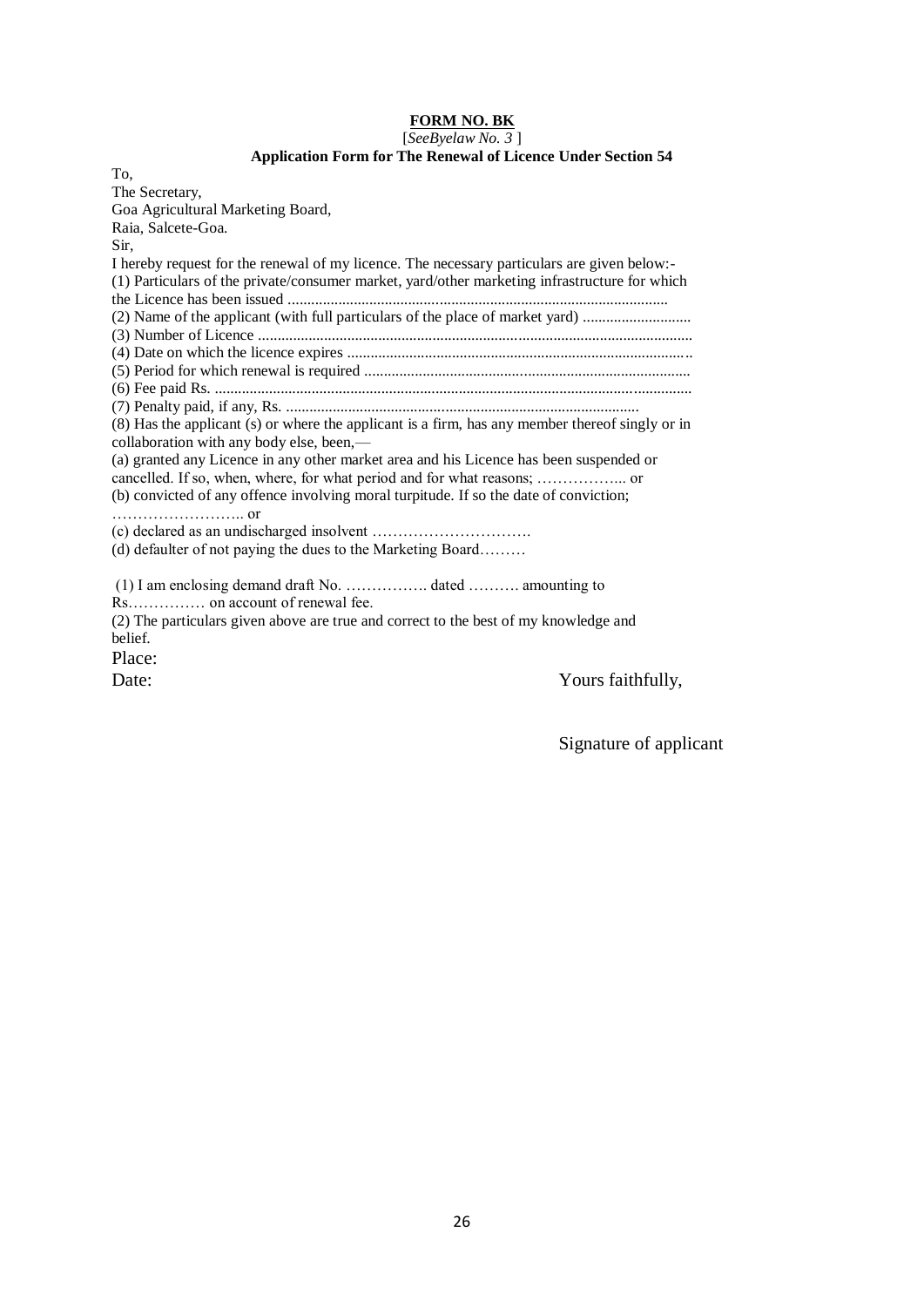**FORM NO. BK**

[*SeeByelaw No. 3* ]

**Application Form for The Renewal of Licence Under Section 54**

To,

The Secretary,

Goa Agricultural Marketing Board,

Raia, Salcete-Goa.

Sir,

I hereby request for the renewal of my licence. The necessary particulars are given below:-

(1) Particulars of the private/consumer market, yard/other marketing infrastructure for which the Licence has been issued .................................................................................................

(2) Name of the applicant (with full particulars of the place of market yard) ............................

(3) Number of Licence ...............................................................................................................

(4) Date on which the licence expires .......................................................................................

(5) Period for which renewal is required ...................................................................................

(6) Fee paid Rs. ..........................................................................................................................

(7) Penalty paid, if any, Rs. ..........................................................................................

(8) Has the applicant (s) or where the applicant is a firm, has any member thereof singly or in collaboration with any body else, been,—

(a) granted any Licence in any other market area and his Licence has been suspended or cancelled. If so, when, where, for what period and for what reasons; …………….... or

(b) convicted of any offence involving moral turpitude. If so the date of conviction; …………………….. or

(c) declared as an undischarged insolvent ………………………….

(d) defaulter of not paying the dues to the Marketing Board………

(1) I am enclosing demand draft No. ……………. dated ………. amounting to Rs…………… on account of renewal fee.

(2) The particulars given above are true and correct to the best of my knowledge and belief.

Place:

Date: Yours faithfully,

Signature of applicant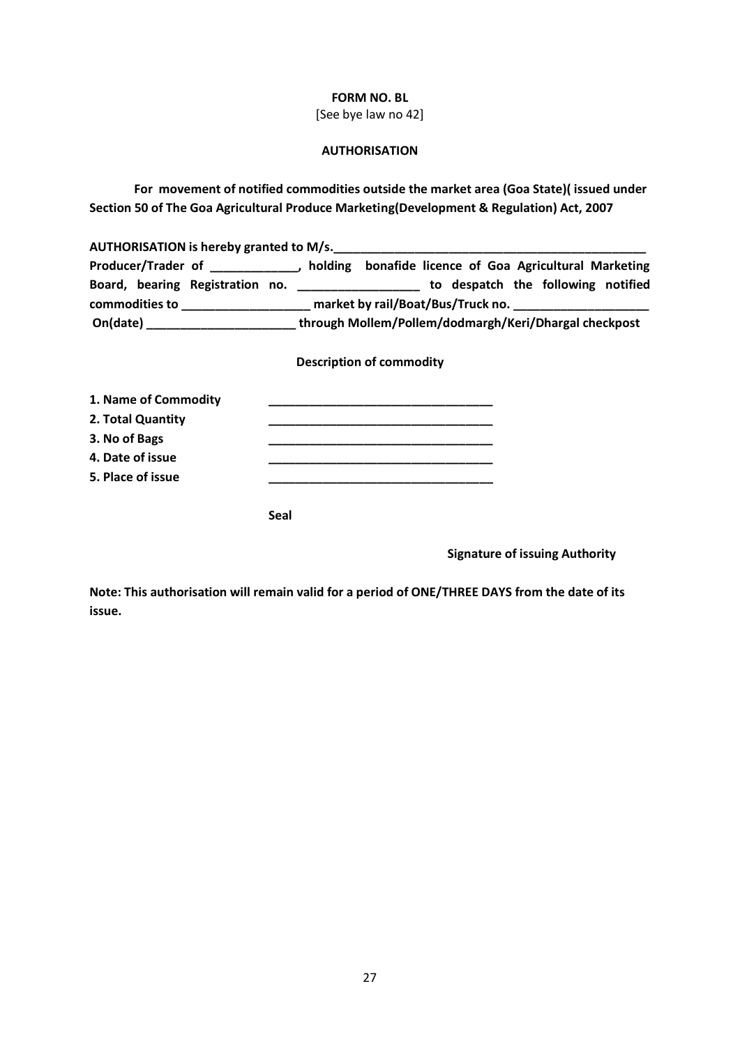**FORM NO. BL**

[See bye law no 42]

**AUTHORISATION**

**For movement of notified commodities outside the market area (Goa State)( issued under Section 50 of The Goa Agricultural Produce Marketing(Development & Regulation) Act, 2007**

**AUTHORISATION is hereby granted to M/s.\_\_\_\_\_\_\_\_\_\_\_\_\_\_\_\_\_\_\_\_\_\_\_\_\_\_\_\_\_\_\_\_\_\_\_\_\_\_\_\_\_\_\_\_\_\_ Producer/Trader of \_\_\_\_\_\_\_\_\_\_\_\_\_, holding bonafide licence of Goa Agricultural Marketing Board, bearing Registration no. \_\_\_\_\_\_\_\_\_\_\_\_\_\_\_\_\_\_ to despatch the following notified commodities to \_\_\_\_\_\_\_\_\_\_\_\_\_\_\_\_\_\_\_ market by rail/Boat/Bus/Truck no. \_\_\_\_\_\_\_\_\_\_\_\_\_\_\_\_\_\_\_\_ On(date) \_\_\_\_\_\_\_\_\_\_\_\_\_\_\_\_\_\_\_\_\_\_ through Mollem/Pollem/dodmargh/Keri/Dhargal checkpost**

**Description of commodity**

**1. Name of Commodity** \_\_\_\_\_\_\_\_\_\_\_\_\_\_\_\_\_\_\_\_\_\_\_\_\_\_\_\_\_\_\_\_\_

**2. Total Quantity** \_\_\_\_\_\_\_\_\_\_\_\_\_\_\_\_\_\_\_\_\_\_\_\_\_\_\_\_\_\_\_\_\_

**3. No of Bags** \_\_\_\_\_\_\_\_\_\_\_\_\_\_\_\_\_\_\_\_\_\_\_\_\_\_\_\_\_\_\_\_\_

**4. Date of issue** \_\_\_\_\_\_\_\_\_\_\_\_\_\_\_\_\_\_\_\_\_\_\_\_\_\_\_\_\_\_\_\_\_

**5. Place of issue** \_\_\_\_\_\_\_\_\_\_\_\_\_\_\_\_\_\_\_\_\_\_\_\_\_\_\_\_\_\_\_\_\_

**Seal**

**Signature of issuing Authority**

**Note: This authorisation will remain valid for a period of ONE/THREE DAYS from the date of its issue.**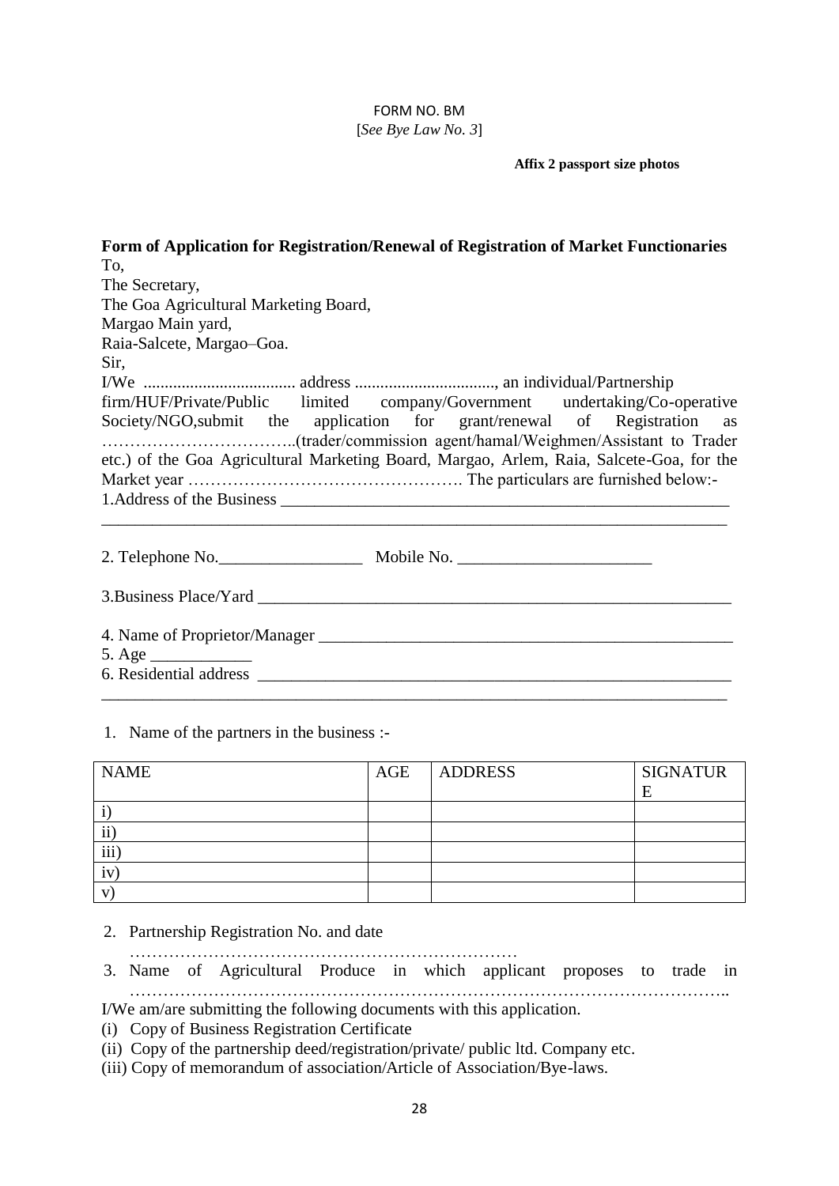FORM NO. BM

[*See Bye Law No. 3*]

**Affix 2 passport size photos**

**Form of Application for Registration/Renewal of Registration of Market Functionaries**

To,

The Secretary,

The Goa Agricultural Marketing Board,

Margao Main yard,

Raia-Salcete, Margao–Goa.

Sir,

I/We .................................. address ................................, an individual/Partnership firm/HUF/Private/Public limited company/Government undertaking/Co-operative Society/NGO,submit the application for grant/renewal of Registration as ……………………………..(trader/commission agent/hamal/Weighmen/Assistant to Trader etc.) of the Goa Agricultural Marketing Board, Margao, Arlem, Raia, Salcete-Goa, for the Market year …………………………………………. The particulars are furnished below:-

1.Address of the Business ______________________________________________________

_____________________________________________________________________________

2. Telephone No.________________ Mobile No. ______________________

3.Business Place/Yard ________________________________________________________

4. Name of Proprietor/Manager ________________________________________________

5. Age ___________

6. Residential address _________________________________________________________

_____________________________________________________________________________

1. Name of the partners in the business :-

| NAME | AGE | ADDRESS | SIGNATURE |
|---|---|---|---|
| i) | | | |
| ii) | | | |
| iii) | | | |
| iv) | | | |
| v) | | | |

2. Partnership Registration No. and date ……………………………………………………………
3. Name of Agricultural Produce in which applicant proposes to trade in …………………………………………………………………………………………………..

I/We am/are submitting the following documents with this application.

(i) Copy of Business Registration Certificate

(ii) Copy of the partnership deed/registration/private/ public ltd. Company etc.

(iii) Copy of memorandum of association/Article of Association/Bye-laws.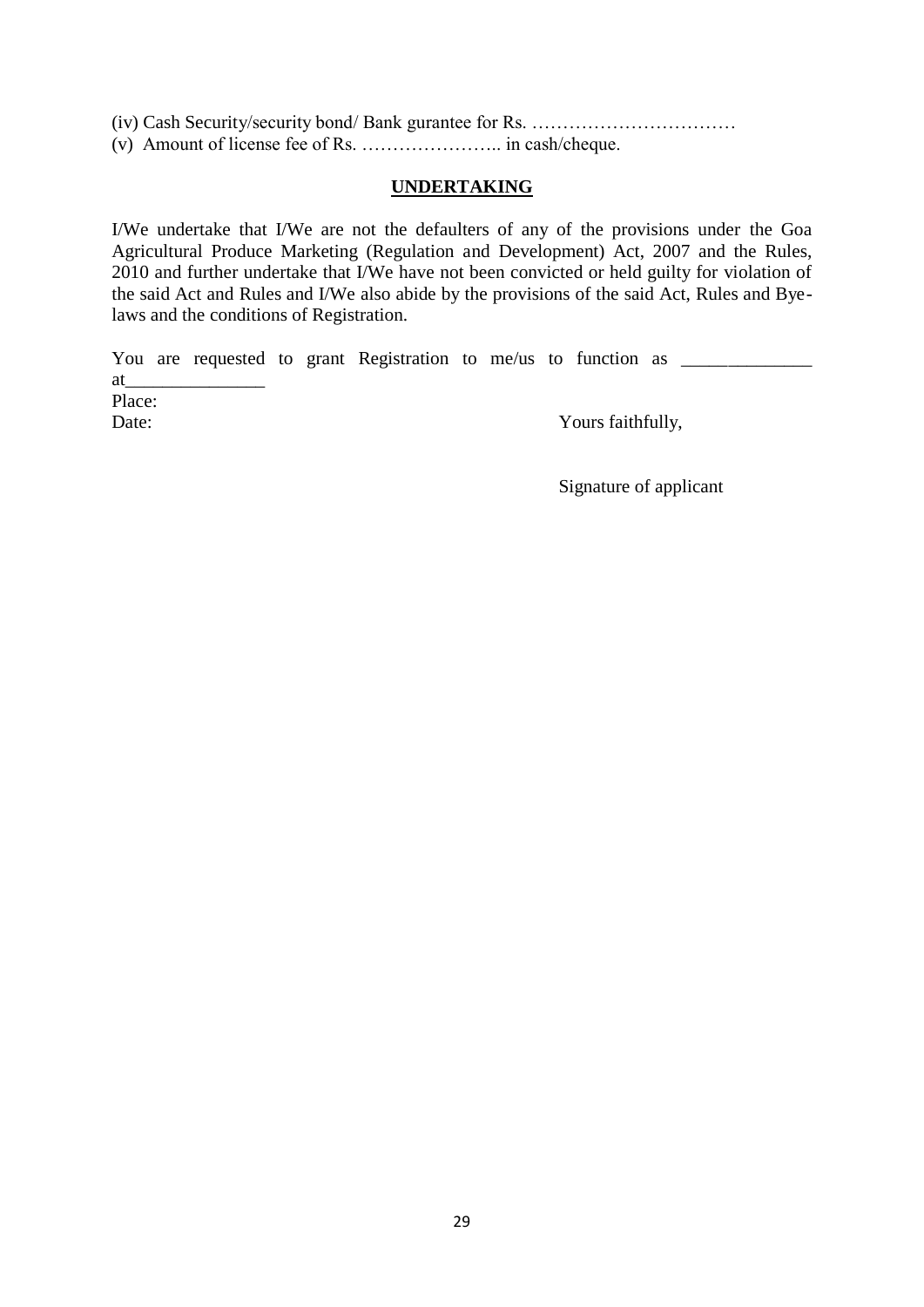(iv) Cash Security/security bond/ Bank gurantee for Rs. ……………………………

(v) Amount of license fee of Rs. ………………….. in cash/cheque.

## UNDERTAKING

I/We undertake that I/We are not the defaulters of any of the provisions under the Goa Agricultural Produce Marketing (Regulation and Development) Act, 2007 and the Rules, 2010 and further undertake that I/We have not been convicted or held guilty for violation of the said Act and Rules and I/We also abide by the provisions of the said Act, Rules and Bye-laws and the conditions of Registration.

You are requested to grant Registration to me/us to function as ______________ at_______________

Place:

Date:

Yours faithfully,

Signature of applicant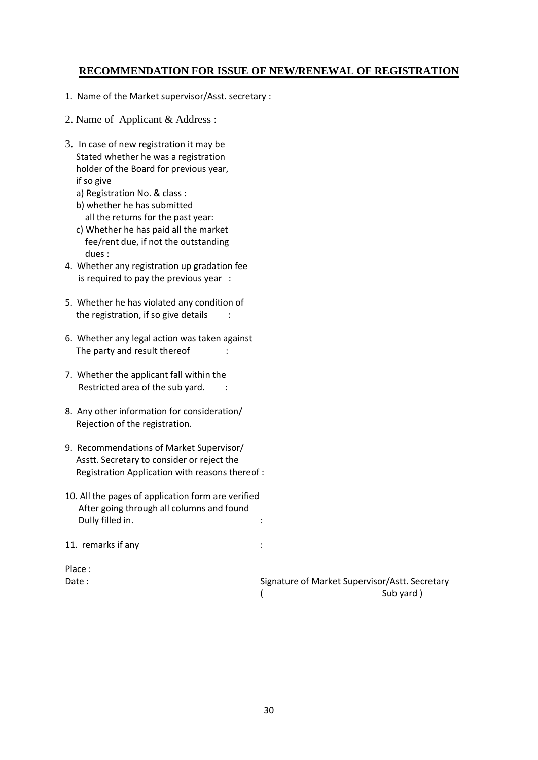## RECOMMENDATION FOR ISSUE OF NEW/RENEWAL OF REGISTRATION

1. Name of the Market supervisor/Asst. secretary :

2. Name of Applicant & Address :

3. In case of new registration it may be Stated whether he was a registration holder of the Board for previous year, if so give
   a) Registration No. & class :
   b) whether he has submitted all the returns for the past year:
   c) Whether he has paid all the market fee/rent due, if not the outstanding dues :

4. Whether any registration up gradation fee is required to pay the previous year :

5. Whether he has violated any condition of the registration, if so give details :

6. Whether any legal action was taken against The party and result thereof :

7. Whether the applicant fall within the Restricted area of the sub yard. :

8. Any other information for consideration/ Rejection of the registration.

9. Recommendations of Market Supervisor/ Asstt. Secretary to consider or reject the Registration Application with reasons thereof :

10. All the pages of application form are verified After going through all columns and found Dully filled in. :

11. remarks if any :

Place :

Date :

Signature of Market Supervisor/Astt. Secretary
( Sub yard )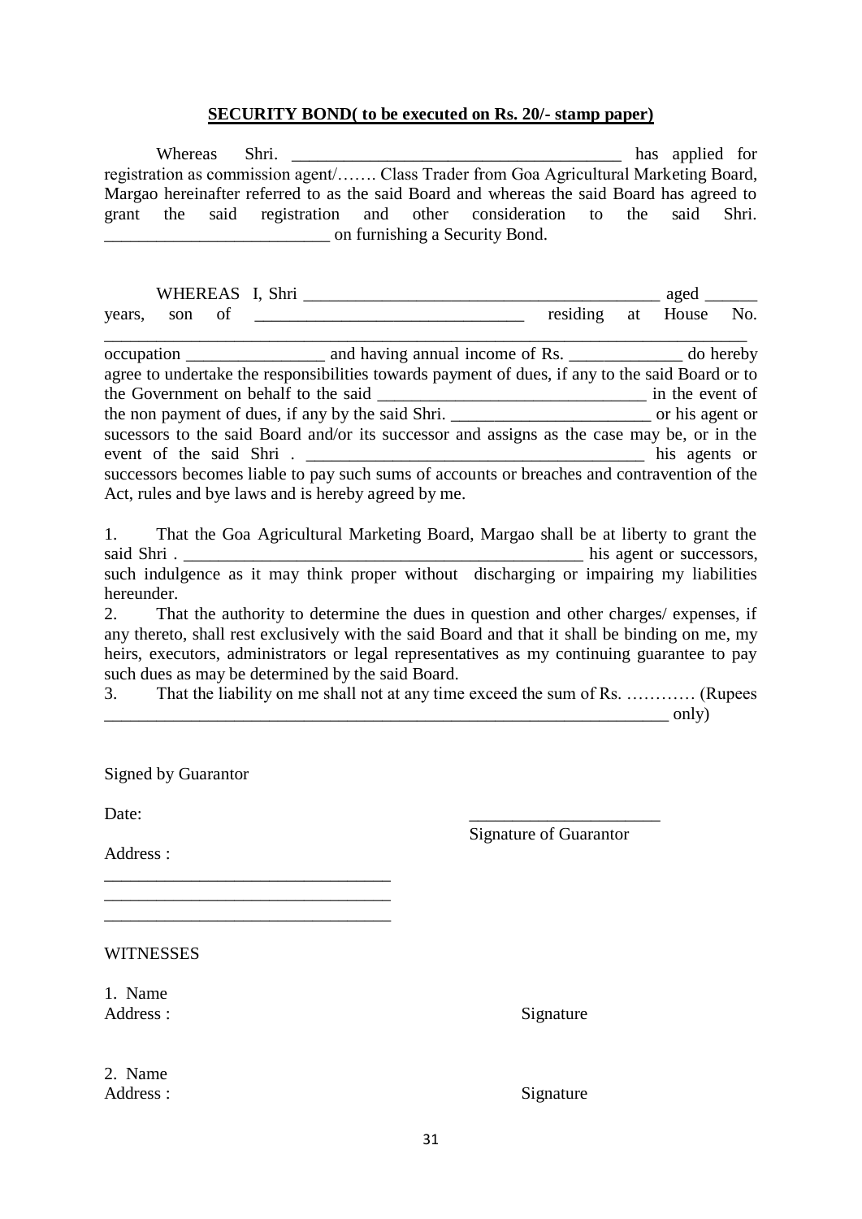**SECURITY BOND( to be executed on Rs. 20/- stamp paper)**

Whereas Shri. ______________________________________ has applied for registration as commission agent/……. Class Trader from Goa Agricultural Marketing Board, Margao hereinafter referred to as the said Board and whereas the said Board has agreed to grant the said registration and other consideration to the said Shri. __________________________ on furnishing a Security Bond.

WHEREAS I, Shri __________________________________________ aged ______ years, son of _______________________________ residing at House No. ___________________________________________________________________________ occupation ________________ and having annual income of Rs. _____________ do hereby agree to undertake the responsibilities towards payment of dues, if any to the said Board or to the Government on behalf to the said _______________________________ in the event of the non payment of dues, if any by the said Shri. _______________________ or his agent or sucessors to the said Board and/or its successor and assigns as the case may be, or in the event of the said Shri . _______________________________________ his agents or successors becomes liable to pay such sums of accounts or breaches and contravention of the Act, rules and bye laws and is hereby agreed by me.

1. That the Goa Agricultural Marketing Board, Margao shall be at liberty to grant the said Shri . _______________________________________________ his agent or successors, such indulgence as it may think proper without discharging or impairing my liabilities hereunder.
2. That the authority to determine the dues in question and other charges/ expenses, if any thereto, shall rest exclusively with the said Board and that it shall be binding on me, my heirs, executors, administrators or legal representatives as my continuing guarantee to pay such dues as may be determined by the said Board.
3. That the liability on me shall not at any time exceed the sum of Rs. ………… (Rupees ____________________________________________________________________ only)

Signed by Guarantor

Date:

______________________
Signature of Guarantor

Address :

_________________________________
_________________________________
_________________________________

WITNESSES

1. Name
Address : Signature

2. Name
Address : Signature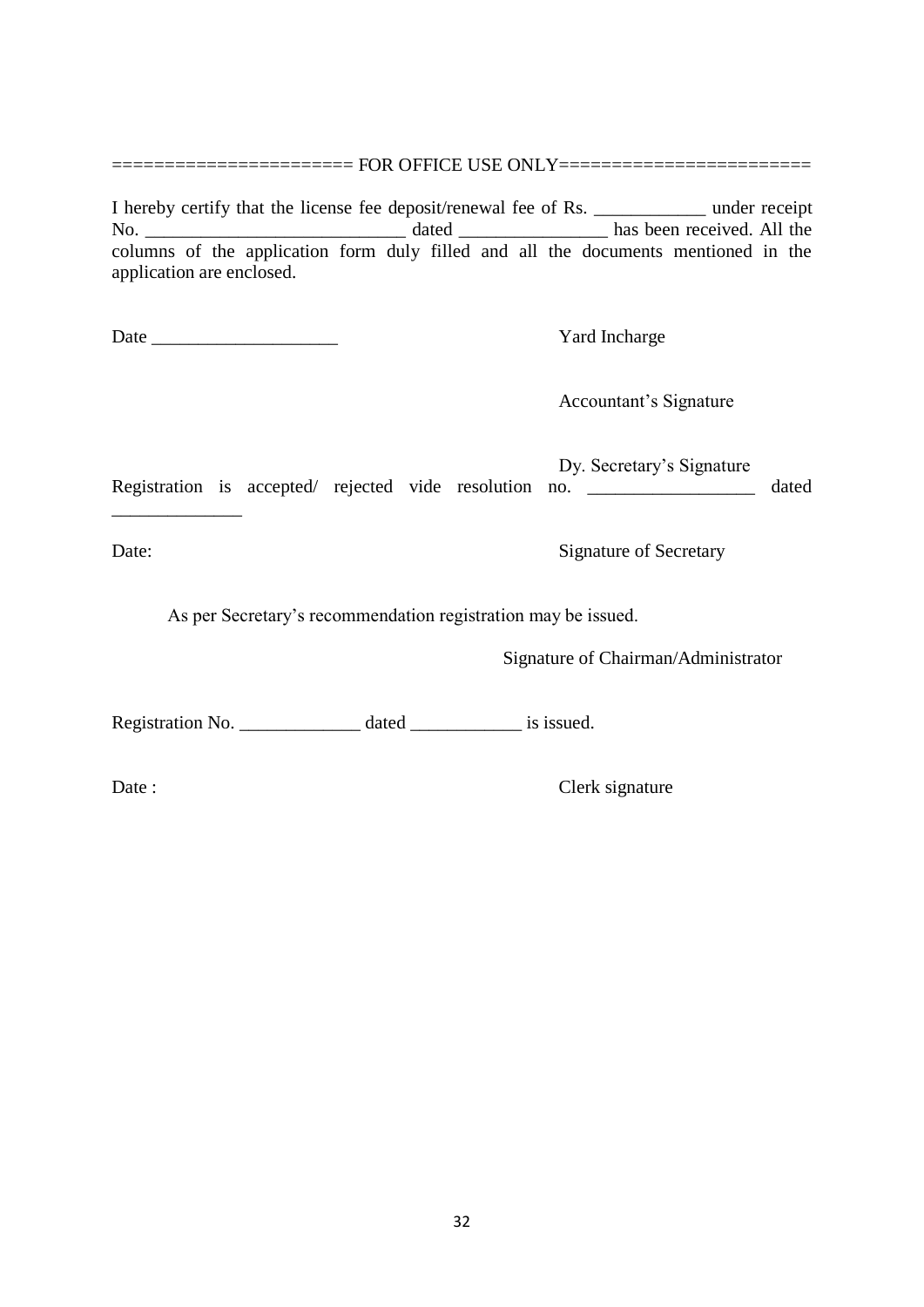====================== FOR OFFICE USE ONLY=======================

I hereby certify that the license fee deposit/renewal fee of Rs. ____________ under receipt No. ___________________________ dated ________________ has been received. All the columns of the application form duly filled and all the documents mentioned in the application are enclosed.

Date ____________________ Yard Incharge

Accountant's Signature

Dy. Secretary's Signature

Registration is accepted/ rejected vide resolution no. __________________ dated ______________

Date: Signature of Secretary

As per Secretary's recommendation registration may be issued.

Signature of Chairman/Administrator

Registration No. _____________ dated ____________ is issued.

Date : Clerk signature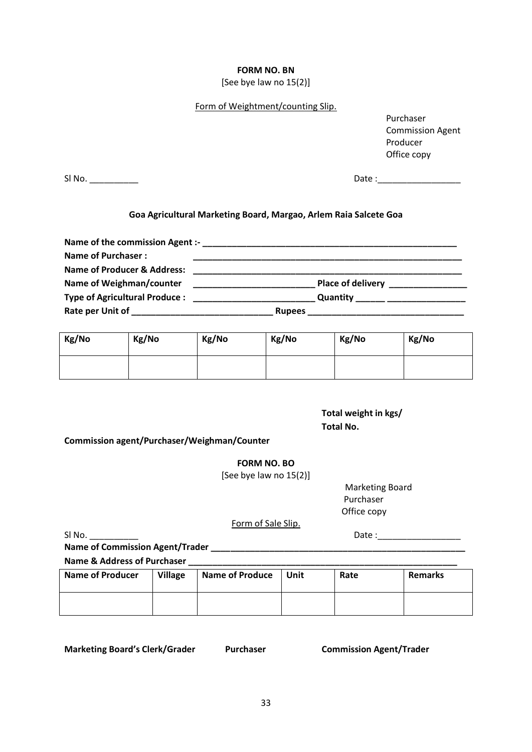**FORM NO. BN**
[See bye law no 15(2)]

Form of Weightment/counting Slip.

Purchaser
Commission Agent
Producer
Office copy

Sl No. __________ Date :_________________

**Goa Agricultural Marketing Board, Margao, Arlem Raia Salcete Goa**

**Name of the commission Agent :-** ____________________________________________________

**Name of Purchaser :** ________________________________________________________

**Name of Producer & Address:** ________________________________________________________

**Name of Weighman/counter** ________________________ **Place of delivery** ________________

**Type of Agricultural Produce :** ________________________ **Quantity** ______ ________________

**Rate per Unit of** ____________________________ **Rupees** _______________________________

| Kg/No | Kg/No | Kg/No | Kg/No | Kg/No | Kg/No |
|---|---|---|---|---|---|
| | | | | | |

**Total weight in kgs/**
**Total No.**

**Commission agent/Purchaser/Weighman/Counter**

**FORM NO. BO**
[See bye law no 15(2)]

Marketing Board
Purchaser
Office copy

Form of Sale Slip.

Sl No. __________ Date :_________________

**Name of Commission Agent/Trader** _____________________________________________________

**Name & Address of Purchaser** ______________________________________________________

| Name of Producer | Village | Name of Produce | Unit | Rate | Remarks |
|---|---|---|---|---|---|
| | | | | | |

**Marketing Board's Clerk/Grader** **Purchaser** **Commission Agent/Trader**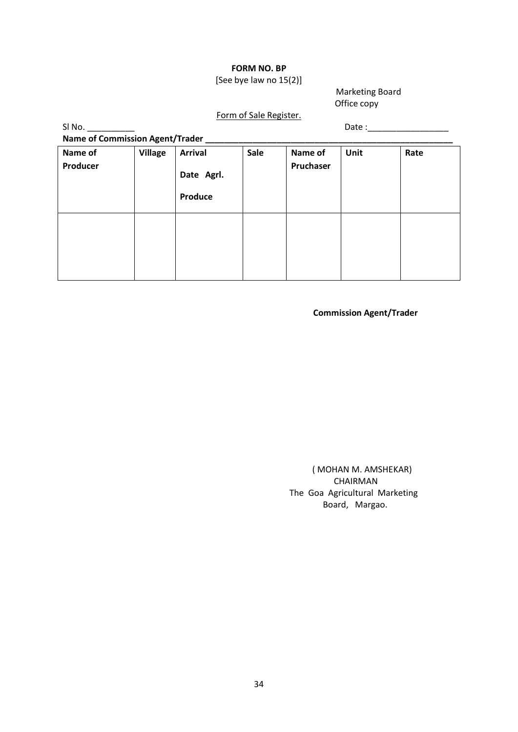**FORM NO. BP**

[See bye law no 15(2)]

Marketing Board
Office copy

Form of Sale Register.

Sl No. __________ Date :_________________

**Name of Commission Agent/Trader ____________________________________________________**

| Name of Producer | Village | Arrival Date Agrl. Produce | Sale | Name of Pruchaser | Unit | Rate |
|---|---|---|---|---|---|---|
| | | | | | | |

**Commission Agent/Trader**

( MOHAN M. AMSHEKAR)
CHAIRMAN
The Goa Agricultural Marketing Board, Margao.